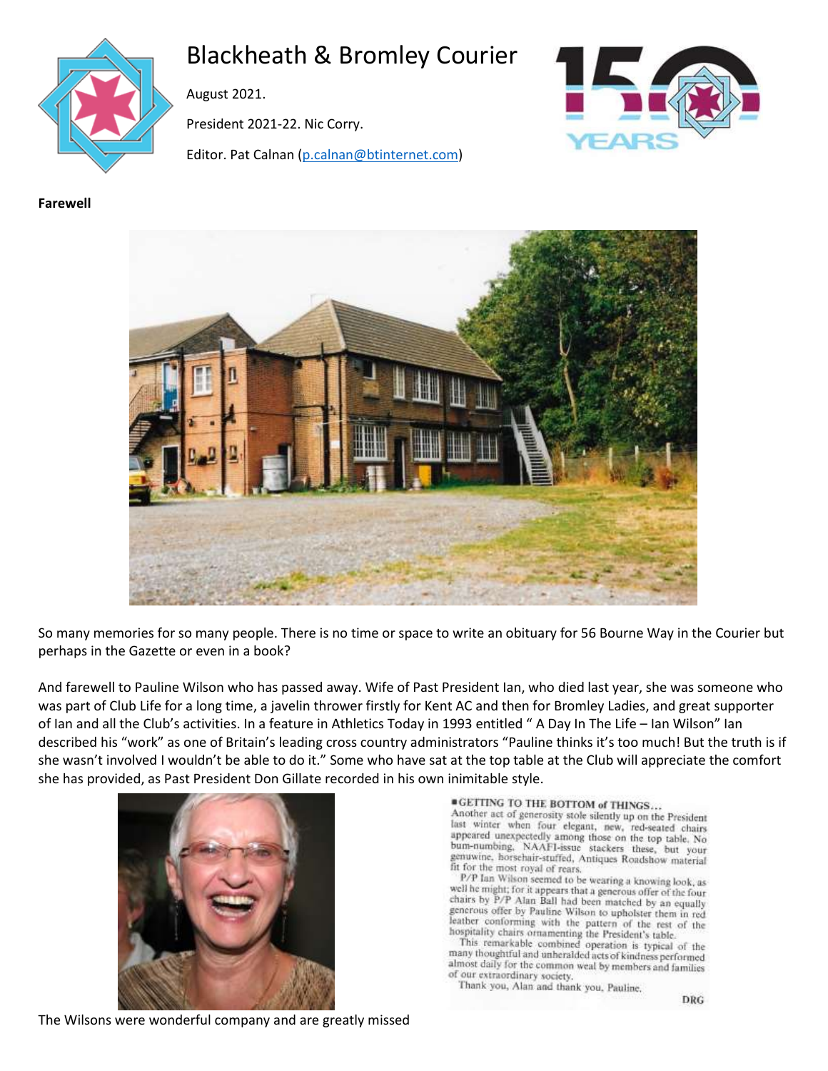# Blackheath & Bromley Courier

August 2021.

President 2021-22. Nic Corry.

Editor. Pat Calnan (p.calnan@btinternet.com)

**Farewell**

So many memories for so many people. There is no time or space to write an obituary for 56 Bourne Way in the Courier but perhaps in the Gazette or even in a book?

And farewell to Pauline Wilson who has passed away. Wife of Past President Ian, who died last year, she was someone who was part of Club Life for a long time, a javelin thrower firstly for Kent AC and then for Bromley Ladies, and great supporter of Ian and all the Club's activities. In a feature in Athletics Today in 1993 entitled " A Day In The Life – Ian Wilson" Ian described his "work" as one of Britain's leading cross country administrators "Pauline thinks it's too much! But the truth is if she wasn't involved I wouldn't be able to do it." Some who have sat at the top table at the Club will appreciate the comfort she has provided, as Past President Don Gillate recorded in his own inimitable style.

**GETTING TO THE BOTTOM of THINGS…**

Another act of generosity stole silently up on the President last winter when four elegant, new, red-seated chairs appeared unexpectedly among those on the top table. No bum-numbing, NAAFI-issue stackers these, but your genuwine, horsehair-stuffed, Antiques Roadshow material fit for the most royal of rears.

P/P Ian Wilson seemed to be wearing a knowing look, as well he might; for it appears that a generous offer of the four chairs by P/P Alan Ball had been matched by an equally generous offer by Pauline Wilson to upholster them in red leather conforming with the pattern of the rest of the hospitality chairs ornamenting the President's table.

This remarkable combined operation is typical of the many thoughtful and unheralded acts of kindness performed almost daily for the common weal by members and families of our extraordinary society.

Thank you, Alan and thank you, Pauline.

DRG

The Wilsons were wonderful company and are greatly missed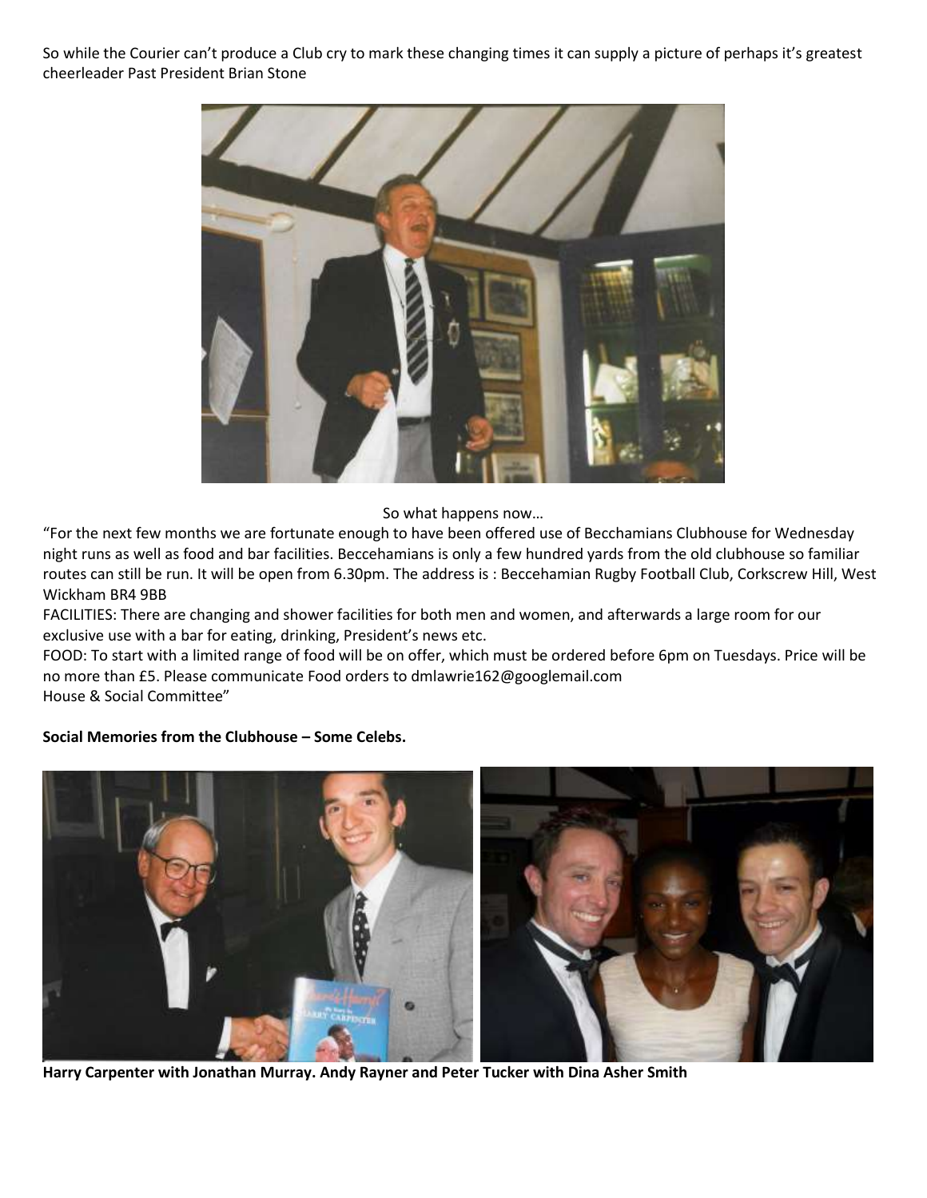So while the Courier can't produce a Club cry to mark these changing times it can supply a picture of perhaps it's greatest cheerleader Past President Brian Stone

So what happens now…

"For the next few months we are fortunate enough to have been offered use of Becchamians Clubhouse for Wednesday night runs as well as food and bar facilities. Beccehamians is only a few hundred yards from the old clubhouse so familiar routes can still be run. It will be open from 6.30pm. The address is : Beccehamian Rugby Football Club, Corkscrew Hill, West Wickham BR4 9BB

FACILITIES: There are changing and shower facilities for both men and women, and afterwards a large room for our exclusive use with a bar for eating, drinking, President's news etc.

FOOD: To start with a limited range of food will be on offer, which must be ordered before 6pm on Tuesdays. Price will be no more than £5. Please communicate Food orders to dmlawrie162@googlemail.com

House & Social Committee"

**Social Memories from the Clubhouse – Some Celebs.**

**Harry Carpenter with Jonathan Murray. Andy Rayner and Peter Tucker with Dina Asher Smith**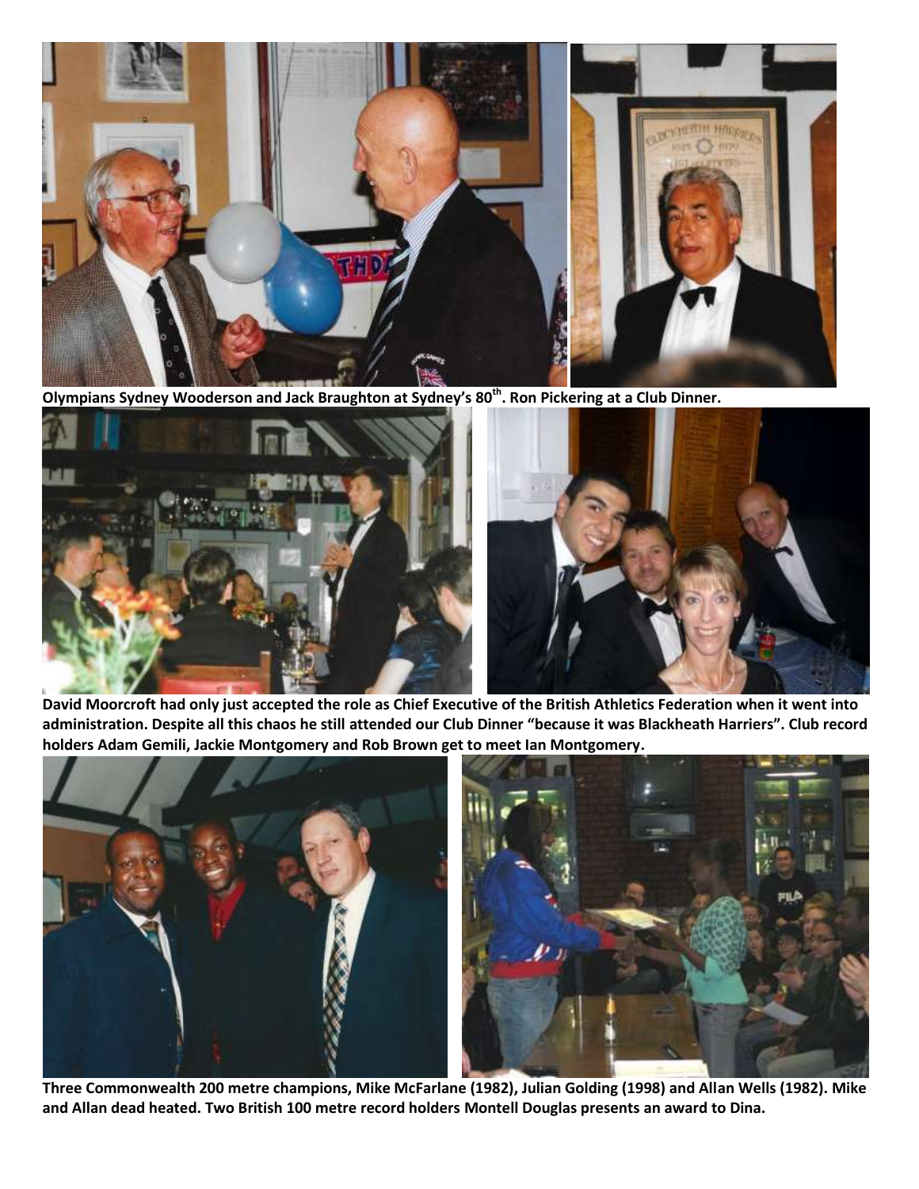**Olympians Sydney Wooderson and Jack Braughton at Sydney's 80th. Ron Pickering at a Club Dinner.**

**David Moorcroft had only just accepted the role as Chief Executive of the British Athletics Federation when it went into administration. Despite all this chaos he still attended our Club Dinner "because it was Blackheath Harriers". Club record holders Adam Gemili, Jackie Montgomery and Rob Brown get to meet Ian Montgomery.**

**Three Commonwealth 200 metre champions, Mike McFarlane (1982), Julian Golding (1998) and Allan Wells (1982). Mike and Allan dead heated. Two British 100 metre record holders Montell Douglas presents an award to Dina.**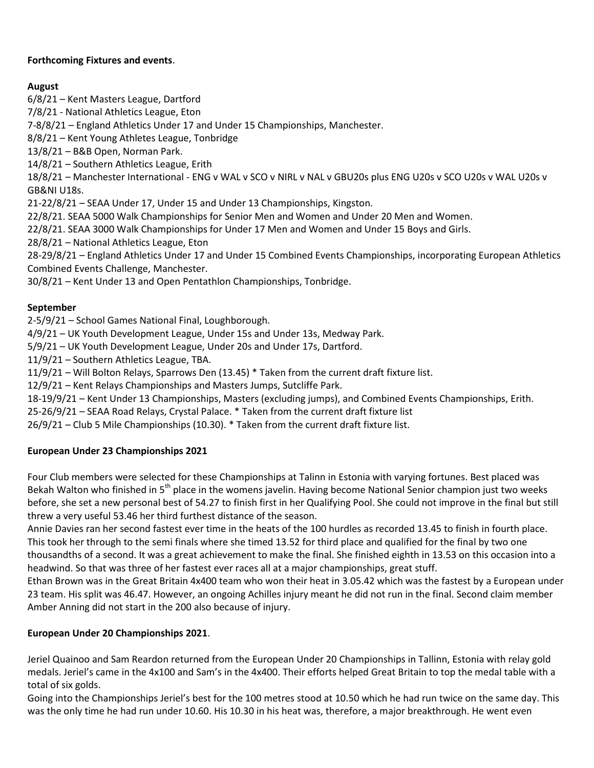**Forthcoming Fixtures and events**.

**August**

6/8/21 – Kent Masters League, Dartford
7/8/21 - National Athletics League, Eton
7-8/8/21 – England Athletics Under 17 and Under 15 Championships, Manchester.
8/8/21 – Kent Young Athletes League, Tonbridge
13/8/21 – B&B Open, Norman Park.
14/8/21 – Southern Athletics League, Erith
18/8/21 – Manchester International - ENG v WAL v SCO v NIRL v NAL v GBU20s plus ENG U20s v SCO U20s v WAL U20s v GB&NI U18s.
21-22/8/21 – SEAA Under 17, Under 15 and Under 13 Championships, Kingston.
22/8/21. SEAA 5000 Walk Championships for Senior Men and Women and Under 20 Men and Women.
22/8/21. SEAA 3000 Walk Championships for Under 17 Men and Women and Under 15 Boys and Girls.
28/8/21 – National Athletics League, Eton
28-29/8/21 – England Athletics Under 17 and Under 15 Combined Events Championships, incorporating European Athletics Combined Events Challenge, Manchester.
30/8/21 – Kent Under 13 and Open Pentathlon Championships, Tonbridge.

**September**

2-5/9/21 – School Games National Final, Loughborough.
4/9/21 – UK Youth Development League, Under 15s and Under 13s, Medway Park.
5/9/21 – UK Youth Development League, Under 20s and Under 17s, Dartford.
11/9/21 – Southern Athletics League, TBA.
11/9/21 – Will Bolton Relays, Sparrows Den (13.45) * Taken from the current draft fixture list.
12/9/21 – Kent Relays Championships and Masters Jumps, Sutcliffe Park.
18-19/9/21 – Kent Under 13 Championships, Masters (excluding jumps), and Combined Events Championships, Erith.
25-26/9/21 – SEAA Road Relays, Crystal Palace. * Taken from the current draft fixture list
26/9/21 – Club 5 Mile Championships (10.30). * Taken from the current draft fixture list.

**European Under 23 Championships 2021**

Four Club members were selected for these Championships at Talinn in Estonia with varying fortunes. Best placed was Bekah Walton who finished in 5th place in the womens javelin. Having become National Senior champion just two weeks before, she set a new personal best of 54.27 to finish first in her Qualifying Pool. She could not improve in the final but still threw a very useful 53.46 her third furthest distance of the season.

Annie Davies ran her second fastest ever time in the heats of the 100 hurdles as recorded 13.45 to finish in fourth place. This took her through to the semi finals where she timed 13.52 for third place and qualified for the final by two one thousandths of a second. It was a great achievement to make the final. She finished eighth in 13.53 on this occasion into a headwind. So that was three of her fastest ever races all at a major championships, great stuff.

Ethan Brown was in the Great Britain 4x400 team who won their heat in 3.05.42 which was the fastest by a European under 23 team. His split was 46.47. However, an ongoing Achilles injury meant he did not run in the final. Second claim member Amber Anning did not start in the 200 also because of injury.

**European Under 20 Championships 2021**.

Jeriel Quainoo and Sam Reardon returned from the European Under 20 Championships in Tallinn, Estonia with relay gold medals. Jeriel's came in the 4x100 and Sam's in the 4x400. Their efforts helped Great Britain to top the medal table with a total of six golds.

Going into the Championships Jeriel's best for the 100 metres stood at 10.50 which he had run twice on the same day. This was the only time he had run under 10.60. His 10.30 in his heat was, therefore, a major breakthrough. He went even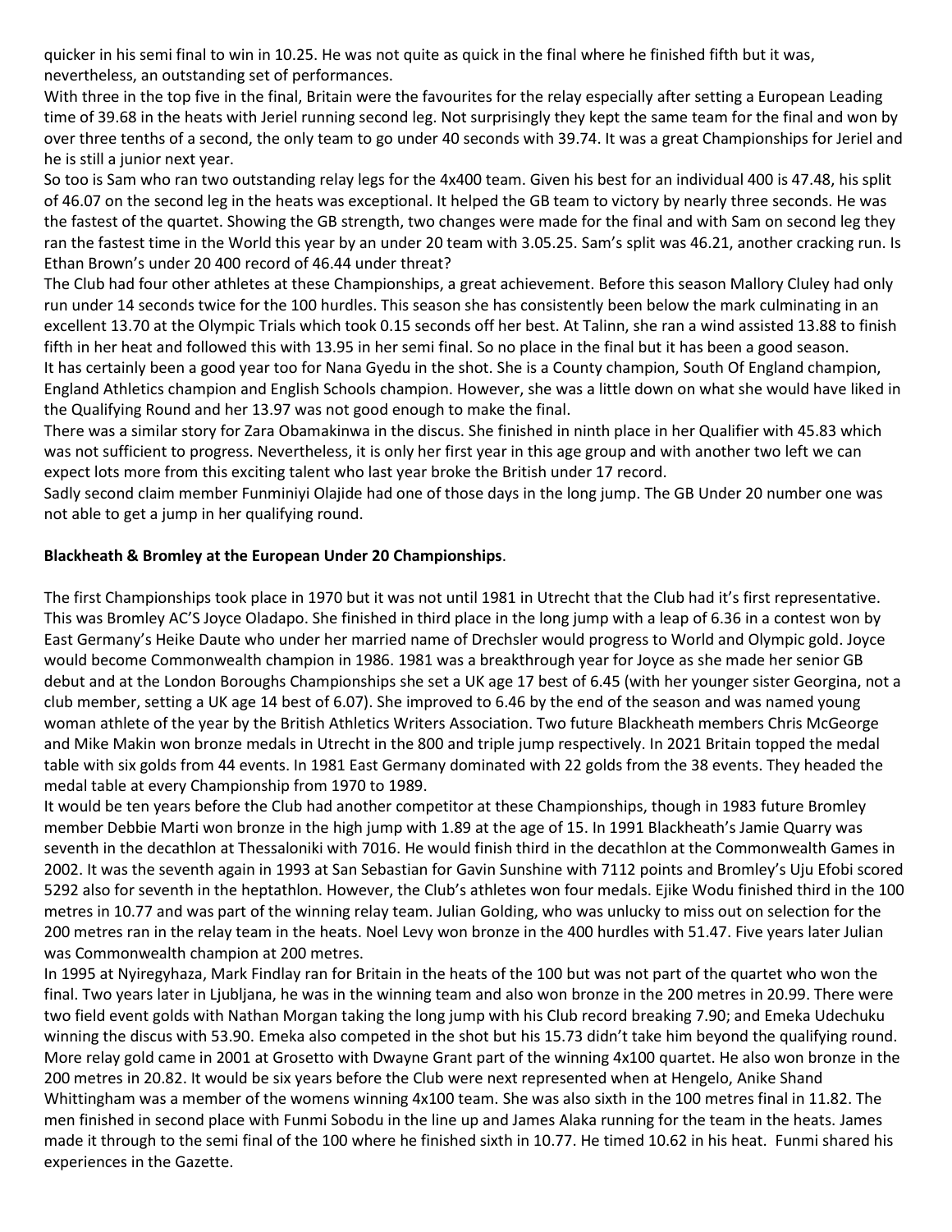quicker in his semi final to win in 10.25. He was not quite as quick in the final where he finished fifth but it was, nevertheless, an outstanding set of performances.

With three in the top five in the final, Britain were the favourites for the relay especially after setting a European Leading time of 39.68 in the heats with Jeriel running second leg. Not surprisingly they kept the same team for the final and won by over three tenths of a second, the only team to go under 40 seconds with 39.74. It was a great Championships for Jeriel and he is still a junior next year.

So too is Sam who ran two outstanding relay legs for the 4x400 team. Given his best for an individual 400 is 47.48, his split of 46.07 on the second leg in the heats was exceptional. It helped the GB team to victory by nearly three seconds. He was the fastest of the quartet. Showing the GB strength, two changes were made for the final and with Sam on second leg they ran the fastest time in the World this year by an under 20 team with 3.05.25. Sam's split was 46.21, another cracking run. Is Ethan Brown's under 20 400 record of 46.44 under threat?

The Club had four other athletes at these Championships, a great achievement. Before this season Mallory Cluley had only run under 14 seconds twice for the 100 hurdles. This season she has consistently been below the mark culminating in an excellent 13.70 at the Olympic Trials which took 0.15 seconds off her best. At Talinn, she ran a wind assisted 13.88 to finish fifth in her heat and followed this with 13.95 in her semi final. So no place in the final but it has been a good season.

It has certainly been a good year too for Nana Gyedu in the shot. She is a County champion, South Of England champion, England Athletics champion and English Schools champion. However, she was a little down on what she would have liked in the Qualifying Round and her 13.97 was not good enough to make the final.

There was a similar story for Zara Obamakinwa in the discus. She finished in ninth place in her Qualifier with 45.83 which was not sufficient to progress. Nevertheless, it is only her first year in this age group and with another two left we can expect lots more from this exciting talent who last year broke the British under 17 record.

Sadly second claim member Funminiyi Olajide had one of those days in the long jump. The GB Under 20 number one was not able to get a jump in her qualifying round.

**Blackheath & Bromley at the European Under 20 Championships**.

The first Championships took place in 1970 but it was not until 1981 in Utrecht that the Club had it's first representative. This was Bromley AC'S Joyce Oladapo. She finished in third place in the long jump with a leap of 6.36 in a contest won by East Germany's Heike Daute who under her married name of Drechsler would progress to World and Olympic gold. Joyce would become Commonwealth champion in 1986. 1981 was a breakthrough year for Joyce as she made her senior GB debut and at the London Boroughs Championships she set a UK age 17 best of 6.45 (with her younger sister Georgina, not a club member, setting a UK age 14 best of 6.07). She improved to 6.46 by the end of the season and was named young woman athlete of the year by the British Athletics Writers Association. Two future Blackheath members Chris McGeorge and Mike Makin won bronze medals in Utrecht in the 800 and triple jump respectively. In 2021 Britain topped the medal table with six golds from 44 events. In 1981 East Germany dominated with 22 golds from the 38 events. They headed the medal table at every Championship from 1970 to 1989.

It would be ten years before the Club had another competitor at these Championships, though in 1983 future Bromley member Debbie Marti won bronze in the high jump with 1.89 at the age of 15. In 1991 Blackheath's Jamie Quarry was seventh in the decathlon at Thessaloniki with 7016. He would finish third in the decathlon at the Commonwealth Games in 2002. It was the seventh again in 1993 at San Sebastian for Gavin Sunshine with 7112 points and Bromley's Uju Efobi scored 5292 also for seventh in the heptathlon. However, the Club's athletes won four medals. Ejike Wodu finished third in the 100 metres in 10.77 and was part of the winning relay team. Julian Golding, who was unlucky to miss out on selection for the 200 metres ran in the relay team in the heats. Noel Levy won bronze in the 400 hurdles with 51.47. Five years later Julian was Commonwealth champion at 200 metres.

In 1995 at Nyiregyhaza, Mark Findlay ran for Britain in the heats of the 100 but was not part of the quartet who won the final. Two years later in Ljubljana, he was in the winning team and also won bronze in the 200 metres in 20.99. There were two field event golds with Nathan Morgan taking the long jump with his Club record breaking 7.90; and Emeka Udechuku winning the discus with 53.90. Emeka also competed in the shot but his 15.73 didn't take him beyond the qualifying round. More relay gold came in 2001 at Grosetto with Dwayne Grant part of the winning 4x100 quartet. He also won bronze in the 200 metres in 20.82. It would be six years before the Club were next represented when at Hengelo, Anike Shand Whittingham was a member of the womens winning 4x100 team. She was also sixth in the 100 metres final in 11.82. The men finished in second place with Funmi Sobodu in the line up and James Alaka running for the team in the heats. James made it through to the semi final of the 100 where he finished sixth in 10.77. He timed 10.62 in his heat. Funmi shared his experiences in the Gazette.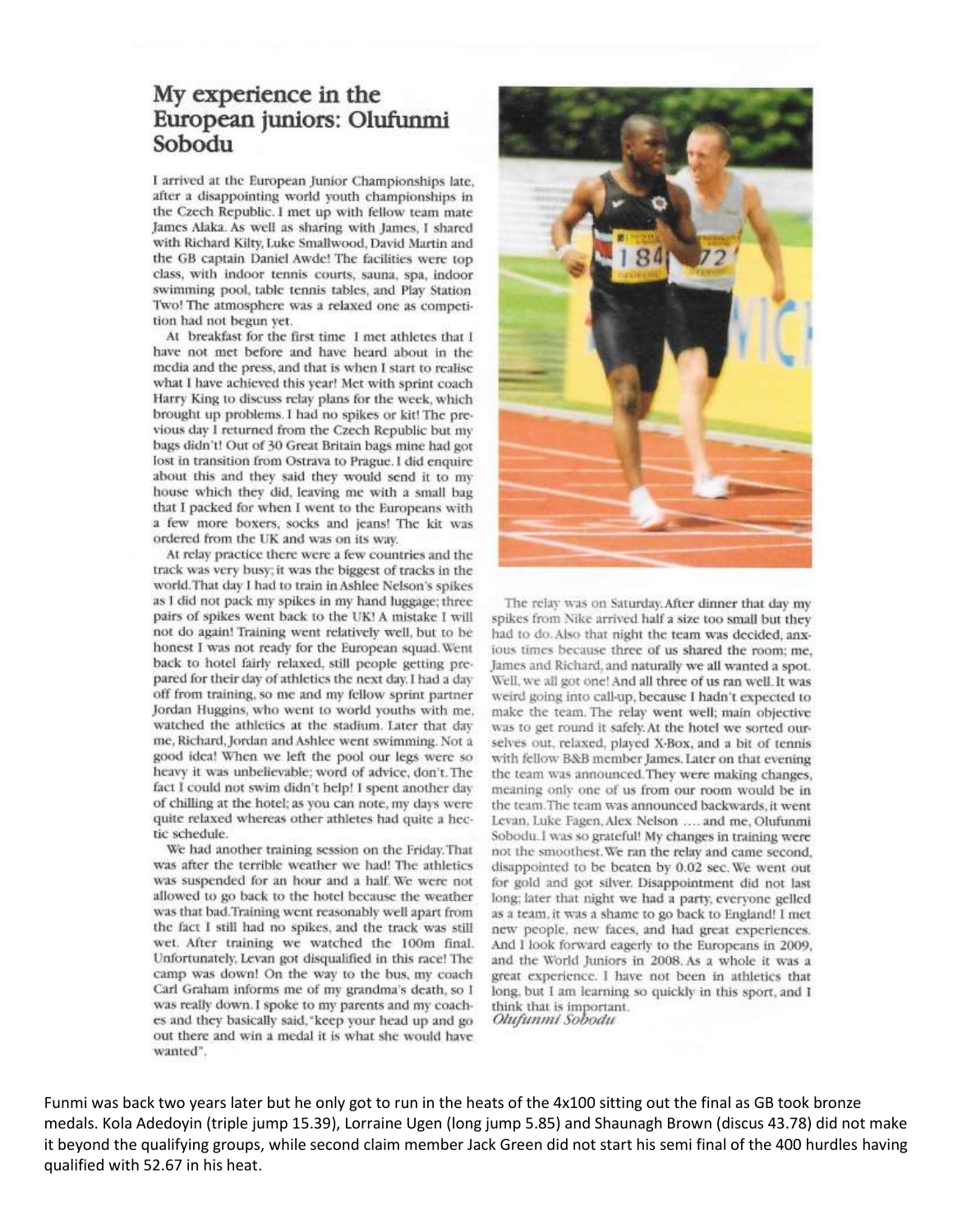## My experience in the European juniors: Olufunmi Sobodu

I arrived at the European Junior Championships late, after a disappointing world youth championships in the Czech Republic. I met up with fellow team mate James Alaka. As well as sharing with James, I shared with Richard Kilty, Luke Smallwood, David Martin and the GB captain Daniel Awde! The facilities were top class, with indoor tennis courts, sauna, spa, indoor swimming pool, table tennis tables, and Play Station Two! The atmosphere was a relaxed one as competition had not begun yet.

At breakfast for the first time I met athletes that I have not met before and have heard about in the media and the press, and that is when I start to realise what I have achieved this year! Met with sprint coach Harry King to discuss relay plans for the week, which brought up problems. I had no spikes or kit! The previous day I returned from the Czech Republic but my bags didn't! Out of 30 Great Britain bags mine had got lost in transition from Ostrava to Prague. I did enquire about this and they said they would send it to my house which they did, leaving me with a small bag that I packed for when I went to the Europeans with a few more boxers, socks and jeans! The kit was ordered from the UK and was on its way.

At relay practice there were a few countries and the track was very busy; it was the biggest of tracks in the world. That day I had to train in Ashlee Nelson's spikes as I did not pack my spikes in my hand luggage; three pairs of spikes went back to the UK! A mistake I will not do again! Training went relatively well, but to be honest I was not ready for the European squad. Went back to hotel fairly relaxed, still people getting prepared for their day of athletics the next day. I had a day off from training, so me and my fellow sprint partner Jordan Huggins, who went to world youths with me, watched the athletics at the stadium. Later that day me, Richard, Jordan and Ashlee went swimming. Not a good idea! When we left the pool our legs were so heavy it was unbelievable; word of advice, don't. The fact I could not swim didn't help! I spent another day of chilling at the hotel; as you can note, my days were quite relaxed whereas other athletes had quite a hectic schedule.

We had another training session on the Friday. That was after the terrible weather we had! The athletics was suspended for an hour and a half. We were not allowed to go back to the hotel because the weather was that bad. Training went reasonably well apart from the fact I still had no spikes, and the track was still wet. After training we watched the 100m final. Unfortunately, Levan got disqualified in this race! The camp was down! On the way to the bus, my coach Carl Graham informs me of my grandma's death, so I was really down. I spoke to my parents and my coaches and they basically said, "keep your head up and go out there and win a medal it is what she would have wanted".

The relay was on Saturday. After dinner that day my spikes from Nike arrived half a size too small but they had to do. Also that night the team was decided, anxious times because three of us shared the room; me, James and Richard, and naturally we all wanted a spot. Well, we all got one! And all three of us ran well. It was weird going into call-up, because I hadn't expected to make the team. The relay went well; main objective was to get round it safely. At the hotel we sorted ourselves out, relaxed, played X-Box, and a bit of tennis with fellow B&B member James. Later on that evening the team was announced. They were making changes, meaning only one of us from our room would be in the team. The team was announced backwards, it went Levan, Luke Fagen, Alex Nelson .... and me, Olufunmi Sobodu. I was so grateful! My changes in training were not the smoothest. We ran the relay and came second, disappointed to be beaten by 0.02 sec. We went out for gold and got silver. Disappointment did not last long; later that night we had a party, everyone gelled as a team, it was a shame to go back to England! I met new people, new faces, and had great experiences. And I look forward eagerly to the Europeans in 2009, and the World Juniors in 2008. As a whole it was a great experience. I have not been in athletics that long, but I am learning so quickly in this sport, and I think that is important.

*Olufunmi Sobodu*

Funmi was back two years later but he only got to run in the heats of the 4x100 sitting out the final as GB took bronze medals. Kola Adedoyin (triple jump 15.39), Lorraine Ugen (long jump 5.85) and Shaunagh Brown (discus 43.78) did not make it beyond the qualifying groups, while second claim member Jack Green did not start his semi final of the 400 hurdles having qualified with 52.67 in his heat.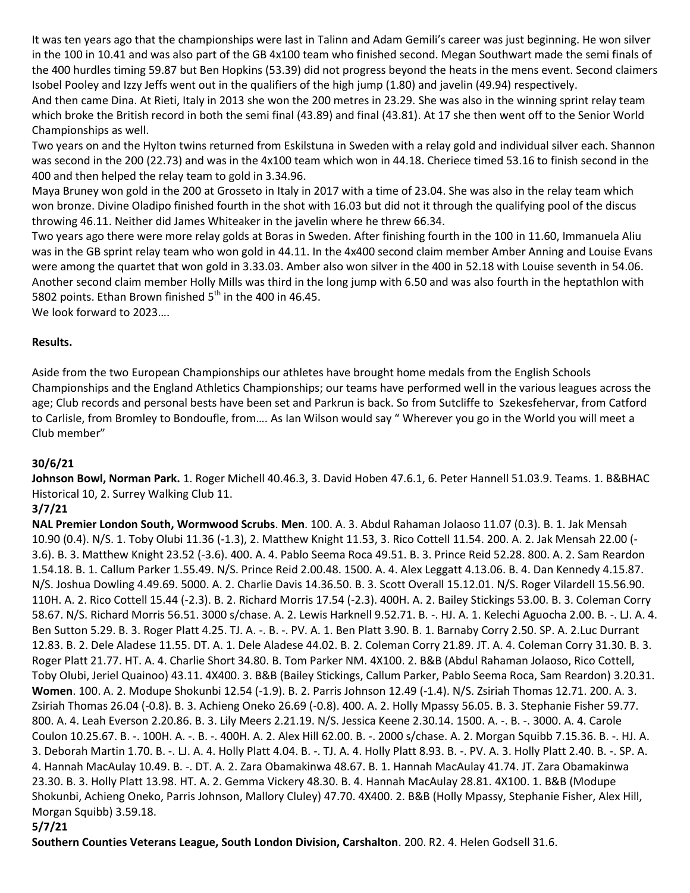It was ten years ago that the championships were last in Talinn and Adam Gemili's career was just beginning. He won silver in the 100 in 10.41 and was also part of the GB 4x100 team who finished second. Megan Southwart made the semi finals of the 400 hurdles timing 59.87 but Ben Hopkins (53.39) did not progress beyond the heats in the mens event. Second claimers Isobel Pooley and Izzy Jeffs went out in the qualifiers of the high jump (1.80) and javelin (49.94) respectively.

And then came Dina. At Rieti, Italy in 2013 she won the 200 metres in 23.29. She was also in the winning sprint relay team which broke the British record in both the semi final (43.89) and final (43.81). At 17 she then went off to the Senior World Championships as well.

Two years on and the Hylton twins returned from Eskilstuna in Sweden with a relay gold and individual silver each. Shannon was second in the 200 (22.73) and was in the 4x100 team which won in 44.18. Cheriece timed 53.16 to finish second in the 400 and then helped the relay team to gold in 3.34.96.

Maya Bruney won gold in the 200 at Grosseto in Italy in 2017 with a time of 23.04. She was also in the relay team which won bronze. Divine Oladipo finished fourth in the shot with 16.03 but did not it through the qualifying pool of the discus throwing 46.11. Neither did James Whiteaker in the javelin where he threw 66.34.

Two years ago there were more relay golds at Boras in Sweden. After finishing fourth in the 100 in 11.60, Immanuela Aliu was in the GB sprint relay team who won gold in 44.11. In the 4x400 second claim member Amber Anning and Louise Evans were among the quartet that won gold in 3.33.03. Amber also won silver in the 400 in 52.18 with Louise seventh in 54.06. Another second claim member Holly Mills was third in the long jump with 6.50 and was also fourth in the heptathlon with 5802 points. Ethan Brown finished 5th in the 400 in 46.45.

We look forward to 2023….

**Results.**

Aside from the two European Championships our athletes have brought home medals from the English Schools Championships and the England Athletics Championships; our teams have performed well in the various leagues across the age; Club records and personal bests have been set and Parkrun is back. So from Sutcliffe to Szekesfehervar, from Catford to Carlisle, from Bromley to Bondoufle, from…. As Ian Wilson would say " Wherever you go in the World you will meet a Club member"

**30/6/21**

**Johnson Bowl, Norman Park.** 1. Roger Michell 40.46.3, 3. David Hoben 47.6.1, 6. Peter Hannell 51.03.9. Teams. 1. B&BHAC Historical 10, 2. Surrey Walking Club 11.

**3/7/21**

**NAL Premier London South, Wormwood Scrubs**. **Men**. 100. A. 3. Abdul Rahaman Jolaoso 11.07 (0.3). B. 1. Jak Mensah 10.90 (0.4). N/S. 1. Toby Olubi 11.36 (-1.3), 2. Matthew Knight 11.53, 3. Rico Cottell 11.54. 200. A. 2. Jak Mensah 22.00 (-3.6). B. 3. Matthew Knight 23.52 (-3.6). 400. A. 4. Pablo Seema Roca 49.51. B. 3. Prince Reid 52.28. 800. A. 2. Sam Reardon 1.54.18. B. 1. Callum Parker 1.55.49. N/S. Prince Reid 2.00.48. 1500. A. 4. Alex Leggatt 4.13.06. B. 4. Dan Kennedy 4.15.87. N/S. Joshua Dowling 4.49.69. 5000. A. 2. Charlie Davis 14.36.50. B. 3. Scott Overall 15.12.01. N/S. Roger Vilardell 15.56.90. 110H. A. 2. Rico Cottell 15.44 (-2.3). B. 2. Richard Morris 17.54 (-2.3). 400H. A. 2. Bailey Stickings 53.00. B. 3. Coleman Corry 58.67. N/S. Richard Morris 56.51. 3000 s/chase. A. 2. Lewis Harknell 9.52.71. B. -. HJ. A. 1. Kelechi Aguocha 2.00. B. -. LJ. A. 4. Ben Sutton 5.29. B. 3. Roger Platt 4.25. TJ. A. -. B. -. PV. A. 1. Ben Platt 3.90. B. 1. Barnaby Corry 2.50. SP. A. 2.Luc Durrant 12.83. B. 2. Dele Aladese 11.55. DT. A. 1. Dele Aladese 44.02. B. 2. Coleman Corry 21.89. JT. A. 4. Coleman Corry 31.30. B. 3. Roger Platt 21.77. HT. A. 4. Charlie Short 34.80. B. Tom Parker NM. 4X100. 2. B&B (Abdul Rahaman Jolaoso, Rico Cottell, Toby Olubi, Jeriel Quainoo) 43.11. 4X400. 3. B&B (Bailey Stickings, Callum Parker, Pablo Seema Roca, Sam Reardon) 3.20.31. **Women**. 100. A. 2. Modupe Shokunbi 12.54 (-1.9). B. 2. Parris Johnson 12.49 (-1.4). N/S. Zsiriah Thomas 12.71. 200. A. 3. Zsiriah Thomas 26.04 (-0.8). B. 3. Achieng Oneko 26.69 (-0.8). 400. A. 2. Holly Mpassy 56.05. B. 3. Stephanie Fisher 59.77. 800. A. 4. Leah Everson 2.20.86. B. 3. Lily Meers 2.21.19. N/S. Jessica Keene 2.30.14. 1500. A. -. B. -. 3000. A. 4. Carole Coulon 10.25.67. B. -. 100H. A. -. B. -. 400H. A. 2. Alex Hill 62.00. B. -. 2000 s/chase. A. 2. Morgan Squibb 7.15.36. B. -. HJ. A. 3. Deborah Martin 1.70. B. -. LJ. A. 4. Holly Platt 4.04. B. -. TJ. A. 4. Holly Platt 8.93. B. -. PV. A. 3. Holly Platt 2.40. B. -. SP. A. 4. Hannah MacAulay 10.49. B. -. DT. A. 2. Zara Obamakinwa 48.67. B. 1. Hannah MacAulay 41.74. JT. Zara Obamakinwa 23.30. B. 3. Holly Platt 13.98. HT. A. 2. Gemma Vickery 48.30. B. 4. Hannah MacAulay 28.81. 4X100. 1. B&B (Modupe Shokunbi, Achieng Oneko, Parris Johnson, Mallory Cluley) 47.70. 4X400. 2. B&B (Holly Mpassy, Stephanie Fisher, Alex Hill, Morgan Squibb) 3.59.18.

**5/7/21**

**Southern Counties Veterans League, South London Division, Carshalton**. 200. R2. 4. Helen Godsell 31.6.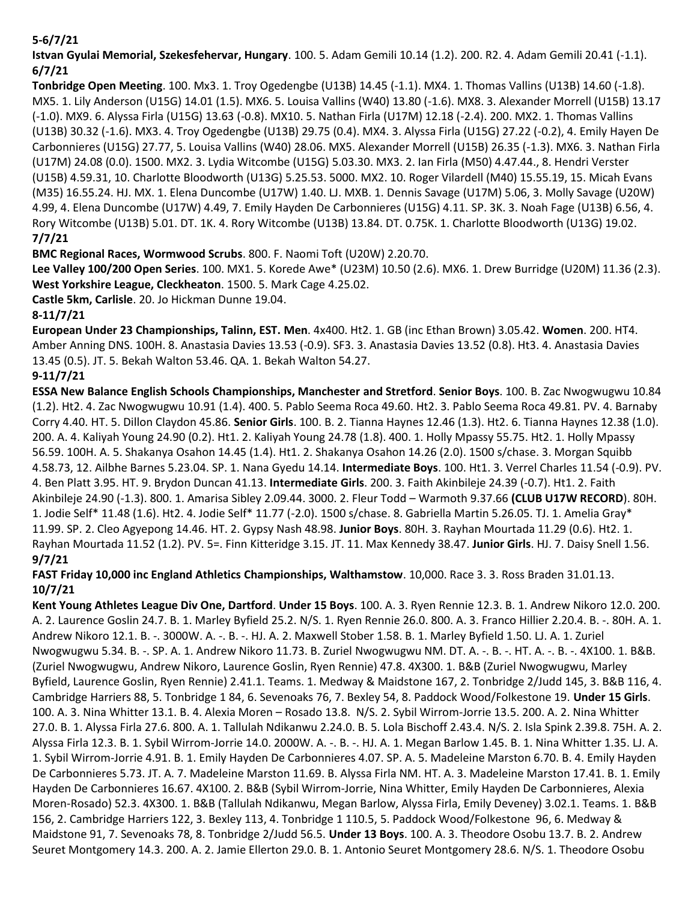**5-6/7/21**

**Istvan Gyulai Memorial, Szekesfehervar, Hungary**. 100. 5. Adam Gemili 10.14 (1.2). 200. R2. 4. Adam Gemili 20.41 (-1.1).

**6/7/21**

**Tonbridge Open Meeting**. 100. Mx3. 1. Troy Ogedengbe (U13B) 14.45 (-1.1). MX4. 1. Thomas Vallins (U13B) 14.60 (-1.8). MX5. 1. Lily Anderson (U15G) 14.01 (1.5). MX6. 5. Louisa Vallins (W40) 13.80 (-1.6). MX8. 3. Alexander Morrell (U15B) 13.17 (-1.0). MX9. 6. Alyssa Firla (U15G) 13.63 (-0.8). MX10. 5. Nathan Firla (U17M) 12.18 (-2.4). 200. MX2. 1. Thomas Vallins (U13B) 30.32 (-1.6). MX3. 4. Troy Ogedengbe (U13B) 29.75 (0.4). MX4. 3. Alyssa Firla (U15G) 27.22 (-0.2), 4. Emily Hayen De Carbonnieres (U15G) 27.77, 5. Louisa Vallins (W40) 28.06. MX5. Alexander Morrell (U15B) 26.35 (-1.3). MX6. 3. Nathan Firla (U17M) 24.08 (0.0). 1500. MX2. 3. Lydia Witcombe (U15G) 5.03.30. MX3. 2. Ian Firla (M50) 4.47.44., 8. Hendri Verster (U15B) 4.59.31, 10. Charlotte Bloodworth (U13G) 5.25.53. 5000. MX2. 10. Roger Vilardell (M40) 15.55.19, 15. Micah Evans (M35) 16.55.24. HJ. MX. 1. Elena Duncombe (U17W) 1.40. LJ. MXB. 1. Dennis Savage (U17M) 5.06, 3. Molly Savage (U20W) 4.99, 4. Elena Duncombe (U17W) 4.49, 7. Emily Hayden De Carbonnieres (U15G) 4.11. SP. 3K. 3. Noah Fage (U13B) 6.56, 4. Rory Witcombe (U13B) 5.01. DT. 1K. 4. Rory Witcombe (U13B) 13.84. DT. 0.75K. 1. Charlotte Bloodworth (U13G) 19.02.

**7/7/21**

**BMC Regional Races, Wormwood Scrubs**. 800. F. Naomi Toft (U20W) 2.20.70.

**Lee Valley 100/200 Open Series**. 100. MX1. 5. Korede Awe* (U23M) 10.50 (2.6). MX6. 1. Drew Burridge (U20M) 11.36 (2.3).

**West Yorkshire League, Cleckheaton**. 1500. 5. Mark Cage 4.25.02.

**Castle 5km, Carlisle**. 20. Jo Hickman Dunne 19.04.

**8-11/7/21**

**European Under 23 Championships, Talinn, EST. Men**. 4x400. Ht2. 1. GB (inc Ethan Brown) 3.05.42. **Women**. 200. HT4. Amber Anning DNS. 100H. 8. Anastasia Davies 13.53 (-0.9). SF3. 3. Anastasia Davies 13.52 (0.8). Ht3. 4. Anastasia Davies 13.45 (0.5). JT. 5. Bekah Walton 53.46. QA. 1. Bekah Walton 54.27.

**9-11/7/21**

**ESSA New Balance English Schools Championships, Manchester and Stretford**. **Senior Boys**. 100. B. Zac Nwogwugwu 10.84 (1.2). Ht2. 4. Zac Nwogwugwu 10.91 (1.4). 400. 5. Pablo Seema Roca 49.60. Ht2. 3. Pablo Seema Roca 49.81. PV. 4. Barnaby Corry 4.40. HT. 5. Dillon Claydon 45.86. **Senior Girls**. 100. B. 2. Tianna Haynes 12.46 (1.3). Ht2. 6. Tianna Haynes 12.38 (1.0). 200. A. 4. Kaliyah Young 24.90 (0.2). Ht1. 2. Kaliyah Young 24.78 (1.8). 400. 1. Holly Mpassy 55.75. Ht2. 1. Holly Mpassy 56.59. 100H. A. 5. Shakanya Osahon 14.45 (1.4). Ht1. 2. Shakanya Osahon 14.26 (2.0). 1500 s/chase. 3. Morgan Squibb 4.58.73, 12. Ailbhe Barnes 5.23.04. SP. 1. Nana Gyedu 14.14. **Intermediate Boys**. 100. Ht1. 3. Verrel Charles 11.54 (-0.9). PV. 4. Ben Platt 3.95. HT. 9. Brydon Duncan 41.13. **Intermediate Girls**. 200. 3. Faith Akinbileje 24.39 (-0.7). Ht1. 2. Faith Akinbileje 24.90 (-1.3). 800. 1. Amarisa Sibley 2.09.44. 3000. 2. Fleur Todd – Warmoth 9.37.66 **(CLUB U17W RECORD)**. 80H. 1. Jodie Self* 11.48 (1.6). Ht2. 4. Jodie Self* 11.77 (-2.0). 1500 s/chase. 8. Gabriella Martin 5.26.05. TJ. 1. Amelia Gray* 11.99. SP. 2. Cleo Agyepong 14.46. HT. 2. Gypsy Nash 48.98. **Junior Boys**. 80H. 3. Rayhan Mourtada 11.29 (0.6). Ht2. 1. Rayhan Mourtada 11.52 (1.2). PV. 5=. Finn Kitteridge 3.15. JT. 11. Max Kennedy 38.47. **Junior Girls**. HJ. 7. Daisy Snell 1.56.

**9/7/21**

**FAST Friday 10,000 inc England Athletics Championships, Walthamstow**. 10,000. Race 3. 3. Ross Braden 31.01.13.

**10/7/21**

**Kent Young Athletes League Div One, Dartford**. **Under 15 Boys**. 100. A. 3. Ryen Rennie 12.3. B. 1. Andrew Nikoro 12.0. 200. A. 2. Laurence Goslin 24.7. B. 1. Marley Byfield 25.2. N/S. 1. Ryen Rennie 26.0. 800. A. 3. Franco Hillier 2.20.4. B. -. 80H. A. 1. Andrew Nikoro 12.1. B. -. 3000W. A. -. B. -. HJ. A. 2. Maxwell Stober 1.58. B. 1. Marley Byfield 1.50. LJ. A. 1. Zuriel Nwogwugwu 5.34. B. -. SP. A. 1. Andrew Nikoro 11.73. B. Zuriel Nwogwugwu NM. DT. A. -. B. -. HT. A. -. B. -. 4X100. 1. B&B. (Zuriel Nwogwugwu, Andrew Nikoro, Laurence Goslin, Ryen Rennie) 47.8. 4X300. 1. B&B (Zuriel Nwogwugwu, Marley Byfield, Laurence Goslin, Ryen Rennie) 2.41.1. Teams. 1. Medway & Maidstone 167, 2. Tonbridge 2/Judd 145, 3. B&B 116, 4. Cambridge Harriers 88, 5. Tonbridge 1 84, 6. Sevenoaks 76, 7. Bexley 54, 8. Paddock Wood/Folkestone 19. **Under 15 Girls**. 100. A. 3. Nina Whitter 13.1. B. 4. Alexia Moren – Rosado 13.8. N/S. 2. Sybil Wirrom-Jorrie 13.5. 200. A. 2. Nina Whitter 27.0. B. 1. Alyssa Firla 27.6. 800. A. 1. Tallulah Ndikanwu 2.24.0. B. 5. Lola Bischoff 2.43.4. N/S. 2. Isla Spink 2.39.8. 75H. A. 2. Alyssa Firla 12.3. B. 1. Sybil Wirrom-Jorrie 14.0. 2000W. A. -. B. -. HJ. A. 1. Megan Barlow 1.45. B. 1. Nina Whitter 1.35. LJ. A. 1. Sybil Wirrom-Jorrie 4.91. B. 1. Emily Hayden De Carbonnieres 4.07. SP. A. 5. Madeleine Marston 6.70. B. 4. Emily Hayden De Carbonnieres 5.73. JT. A. 7. Madeleine Marston 11.69. B. Alyssa Firla NM. HT. A. 3. Madeleine Marston 17.41. B. 1. Emily Hayden De Carbonnieres 16.67. 4X100. 2. B&B (Sybil Wirrom-Jorrie, Nina Whitter, Emily Hayden De Carbonnieres, Alexia Moren-Rosado) 52.3. 4X300. 1. B&B (Tallulah Ndikanwu, Megan Barlow, Alyssa Firla, Emily Deveney) 3.02.1. Teams. 1. B&B 156, 2. Cambridge Harriers 122, 3. Bexley 113, 4. Tonbridge 1 110.5, 5. Paddock Wood/Folkestone 96, 6. Medway & Maidstone 91, 7. Sevenoaks 78, 8. Tonbridge 2/Judd 56.5. **Under 13 Boys**. 100. A. 3. Theodore Osobu 13.7. B. 2. Andrew Seuret Montgomery 14.3. 200. A. 2. Jamie Ellerton 29.0. B. 1. Antonio Seuret Montgomery 28.6. N/S. 1. Theodore Osobu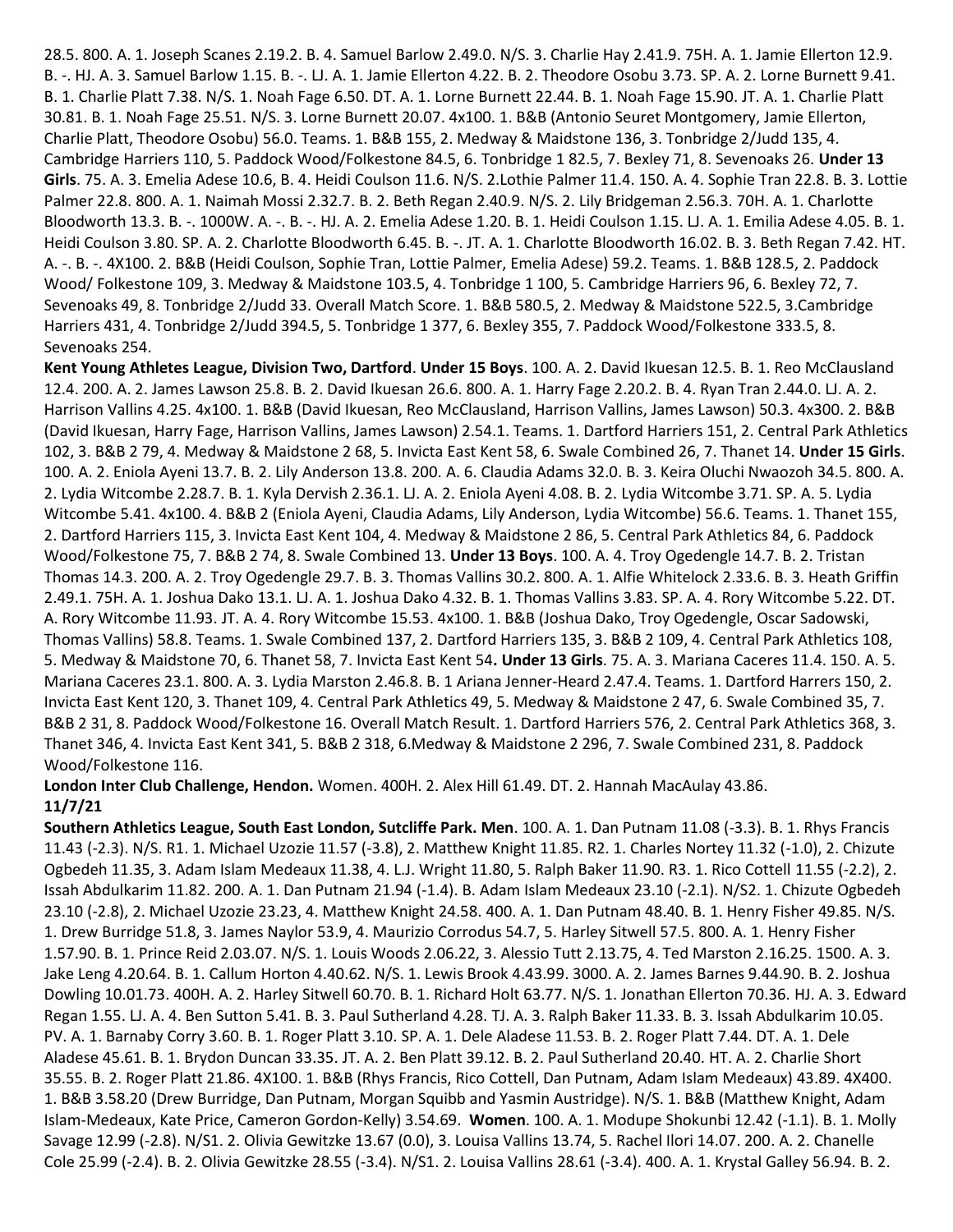28.5. 800. A. 1. Joseph Scanes 2.19.2. B. 4. Samuel Barlow 2.49.0. N/S. 3. Charlie Hay 2.41.9. 75H. A. 1. Jamie Ellerton 12.9. B. -. HJ. A. 3. Samuel Barlow 1.15. B. -. LJ. A. 1. Jamie Ellerton 4.22. B. 2. Theodore Osobu 3.73. SP. A. 2. Lorne Burnett 9.41. B. 1. Charlie Platt 7.38. N/S. 1. Noah Fage 6.50. DT. A. 1. Lorne Burnett 22.44. B. 1. Noah Fage 15.90. JT. A. 1. Charlie Platt 30.81. B. 1. Noah Fage 25.51. N/S. 3. Lorne Burnett 20.07. 4x100. 1. B&B (Antonio Seuret Montgomery, Jamie Ellerton, Charlie Platt, Theodore Osobu) 56.0. Teams. 1. B&B 155, 2. Medway & Maidstone 136, 3. Tonbridge 2/Judd 135, 4. Cambridge Harriers 110, 5. Paddock Wood/Folkestone 84.5, 6. Tonbridge 1 82.5, 7. Bexley 71, 8. Sevenoaks 26. **Under 13 Girls**. 75. A. 3. Emelia Adese 10.6, B. 4. Heidi Coulson 11.6. N/S. 2.Lothie Palmer 11.4. 150. A. 4. Sophie Tran 22.8. B. 3. Lottie Palmer 22.8. 800. A. 1. Naimah Mossi 2.32.7. B. 2. Beth Regan 2.40.9. N/S. 2. Lily Bridgeman 2.56.3. 70H. A. 1. Charlotte Bloodworth 13.3. B. -. 1000W. A. -. B. -. HJ. A. 2. Emelia Adese 1.20. B. 1. Heidi Coulson 1.15. LJ. A. 1. Emilia Adese 4.05. B. 1. Heidi Coulson 3.80. SP. A. 2. Charlotte Bloodworth 6.45. B. -. JT. A. 1. Charlotte Bloodworth 16.02. B. 3. Beth Regan 7.42. HT. A. -. B. -. 4X100. 2. B&B (Heidi Coulson, Sophie Tran, Lottie Palmer, Emelia Adese) 59.2. Teams. 1. B&B 128.5, 2. Paddock Wood/ Folkestone 109, 3. Medway & Maidstone 103.5, 4. Tonbridge 1 100, 5. Cambridge Harriers 96, 6. Bexley 72, 7. Sevenoaks 49, 8. Tonbridge 2/Judd 33. Overall Match Score. 1. B&B 580.5, 2. Medway & Maidstone 522.5, 3.Cambridge Harriers 431, 4. Tonbridge 2/Judd 394.5, 5. Tonbridge 1 377, 6. Bexley 355, 7. Paddock Wood/Folkestone 333.5, 8. Sevenoaks 254.

**Kent Young Athletes League, Division Two, Dartford**. **Under 15 Boys**. 100. A. 2. David Ikuesan 12.5. B. 1. Reo McClausland 12.4. 200. A. 2. James Lawson 25.8. B. 2. David Ikuesan 26.6. 800. A. 1. Harry Fage 2.20.2. B. 4. Ryan Tran 2.44.0. LJ. A. 2. Harrison Vallins 4.25. 4x100. 1. B&B (David Ikuesan, Reo McClausland, Harrison Vallins, James Lawson) 50.3. 4x300. 2. B&B (David Ikuesan, Harry Fage, Harrison Vallins, James Lawson) 2.54.1. Teams. 1. Dartford Harriers 151, 2. Central Park Athletics 102, 3. B&B 2 79, 4. Medway & Maidstone 2 68, 5. Invicta East Kent 58, 6. Swale Combined 26, 7. Thanet 14. **Under 15 Girls**. 100. A. 2. Eniola Ayeni 13.7. B. 2. Lily Anderson 13.8. 200. A. 6. Claudia Adams 32.0. B. 3. Keira Oluchi Nwaozoh 34.5. 800. A. 2. Lydia Witcombe 2.28.7. B. 1. Kyla Dervish 2.36.1. LJ. A. 2. Eniola Ayeni 4.08. B. 2. Lydia Witcombe 3.71. SP. A. 5. Lydia Witcombe 5.41. 4x100. 4. B&B 2 (Eniola Ayeni, Claudia Adams, Lily Anderson, Lydia Witcombe) 56.6. Teams. 1. Thanet 155, 2. Dartford Harriers 115, 3. Invicta East Kent 104, 4. Medway & Maidstone 2 86, 5. Central Park Athletics 84, 6. Paddock Wood/Folkestone 75, 7. B&B 2 74, 8. Swale Combined 13. **Under 13 Boys**. 100. A. 4. Troy Ogedengle 14.7. B. 2. Tristan Thomas 14.3. 200. A. 2. Troy Ogedengle 29.7. B. 3. Thomas Vallins 30.2. 800. A. 1. Alfie Whitelock 2.33.6. B. 3. Heath Griffin 2.49.1. 75H. A. 1. Joshua Dako 13.1. LJ. A. 1. Joshua Dako 4.32. B. 1. Thomas Vallins 3.83. SP. A. 4. Rory Witcombe 5.22. DT. A. Rory Witcombe 11.93. JT. A. 4. Rory Witcombe 15.53. 4x100. 1. B&B (Joshua Dako, Troy Ogedengle, Oscar Sadowski, Thomas Vallins) 58.8. Teams. 1. Swale Combined 137, 2. Dartford Harriers 135, 3. B&B 2 109, 4. Central Park Athletics 108, 5. Medway & Maidstone 70, 6. Thanet 58, 7. Invicta East Kent 54**.** **Under 13 Girls**. 75. A. 3. Mariana Caceres 11.4. 150. A. 5. Mariana Caceres 23.1. 800. A. 3. Lydia Marston 2.46.8. B. 1 Ariana Jenner-Heard 2.47.4. Teams. 1. Dartford Harrers 150, 2. Invicta East Kent 120, 3. Thanet 109, 4. Central Park Athletics 49, 5. Medway & Maidstone 2 47, 6. Swale Combined 35, 7. B&B 2 31, 8. Paddock Wood/Folkestone 16. Overall Match Result. 1. Dartford Harriers 576, 2. Central Park Athletics 368, 3. Thanet 346, 4. Invicta East Kent 341, 5. B&B 2 318, 6.Medway & Maidstone 2 296, 7. Swale Combined 231, 8. Paddock Wood/Folkestone 116.

**London Inter Club Challenge, Hendon.** Women. 400H. 2. Alex Hill 61.49. DT. 2. Hannah MacAulay 43.86.

**11/7/21**

**Southern Athletics League, South East London, Sutcliffe Park. Men**. 100. A. 1. Dan Putnam 11.08 (-3.3). B. 1. Rhys Francis 11.43 (-2.3). N/S. R1. 1. Michael Uzozie 11.57 (-3.8), 2. Matthew Knight 11.85. R2. 1. Charles Nortey 11.32 (-1.0), 2. Chizute Ogbedeh 11.35, 3. Adam Islam Medeaux 11.38, 4. L.J. Wright 11.80, 5. Ralph Baker 11.90. R3. 1. Rico Cottell 11.55 (-2.2), 2. Issah Abdulkarim 11.82. 200. A. 1. Dan Putnam 21.94 (-1.4). B. Adam Islam Medeaux 23.10 (-2.1). N/S2. 1. Chizute Ogbedeh 23.10 (-2.8), 2. Michael Uzozie 23.23, 4. Matthew Knight 24.58. 400. A. 1. Dan Putnam 48.40. B. 1. Henry Fisher 49.85. N/S. 1. Drew Burridge 51.8, 3. James Naylor 53.9, 4. Maurizio Corrodus 54.7, 5. Harley Sitwell 57.5. 800. A. 1. Henry Fisher 1.57.90. B. 1. Prince Reid 2.03.07. N/S. 1. Louis Woods 2.06.22, 3. Alessio Tutt 2.13.75, 4. Ted Marston 2.16.25. 1500. A. 3. Jake Leng 4.20.64. B. 1. Callum Horton 4.40.62. N/S. 1. Lewis Brook 4.43.99. 3000. A. 2. James Barnes 9.44.90. B. 2. Joshua Dowling 10.01.73. 400H. A. 2. Harley Sitwell 60.70. B. 1. Richard Holt 63.77. N/S. 1. Jonathan Ellerton 70.36. HJ. A. 3. Edward Regan 1.55. LJ. A. 4. Ben Sutton 5.41. B. 3. Paul Sutherland 4.28. TJ. A. 3. Ralph Baker 11.33. B. 3. Issah Abdulkarim 10.05. PV. A. 1. Barnaby Corry 3.60. B. 1. Roger Platt 3.10. SP. A. 1. Dele Aladese 11.53. B. 2. Roger Platt 7.44. DT. A. 1. Dele Aladese 45.61. B. 1. Brydon Duncan 33.35. JT. A. 2. Ben Platt 39.12. B. 2. Paul Sutherland 20.40. HT. A. 2. Charlie Short 35.55. B. 2. Roger Platt 21.86. 4X100. 1. B&B (Rhys Francis, Rico Cottell, Dan Putnam, Adam Islam Medeaux) 43.89. 4X400. 1. B&B 3.58.20 (Drew Burridge, Dan Putnam, Morgan Squibb and Yasmin Austridge). N/S. 1. B&B (Matthew Knight, Adam Islam-Medeaux, Kate Price, Cameron Gordon-Kelly) 3.54.69. **Women**. 100. A. 1. Modupe Shokunbi 12.42 (-1.1). B. 1. Molly Savage 12.99 (-2.8). N/S1. 2. Olivia Gewitzke 13.67 (0.0), 3. Louisa Vallins 13.74, 5. Rachel Ilori 14.07. 200. A. 2. Chanelle Cole 25.99 (-2.4). B. 2. Olivia Gewitzke 28.55 (-3.4). N/S1. 2. Louisa Vallins 28.61 (-3.4). 400. A. 1. Krystal Galley 56.94. B. 2.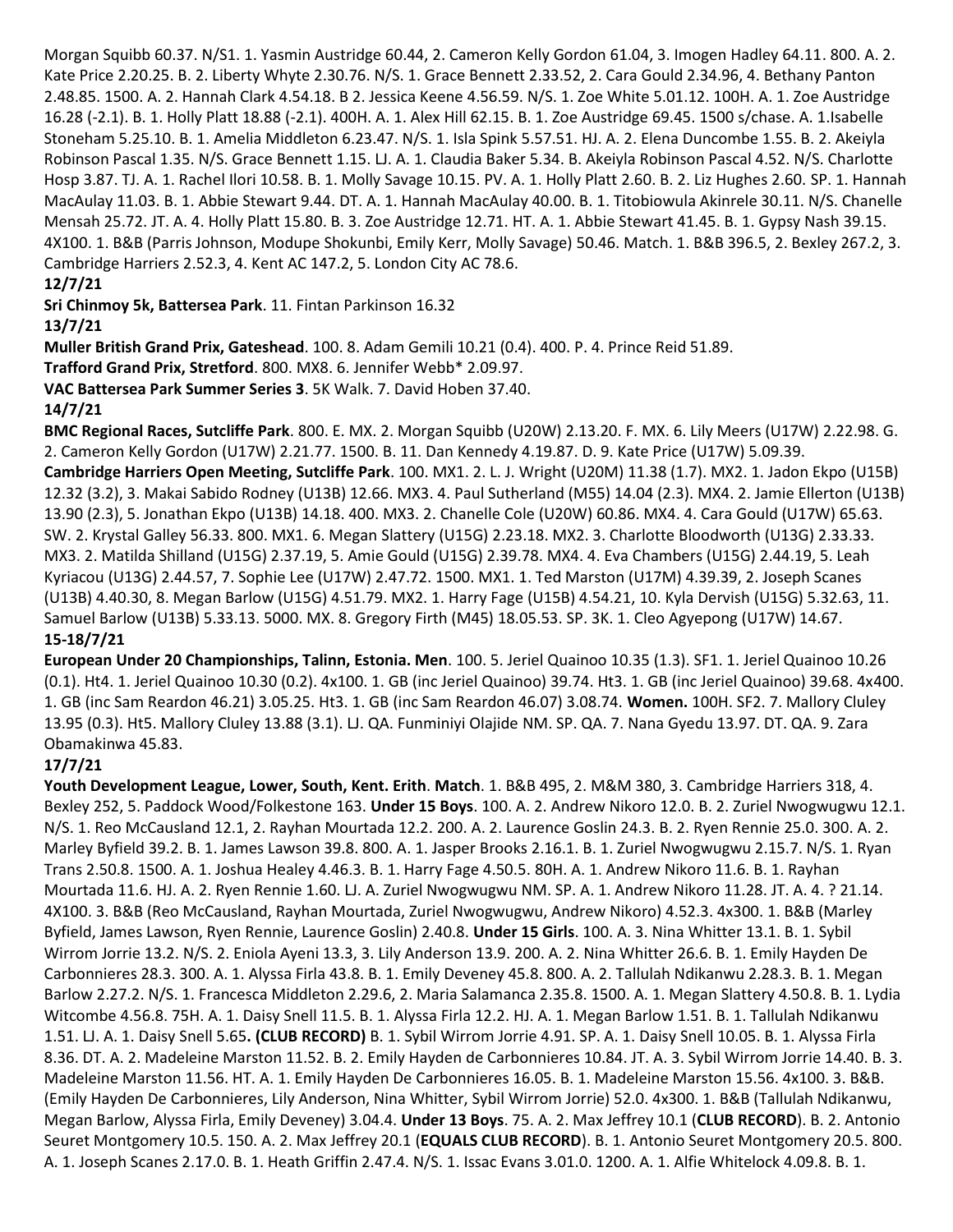Morgan Squibb 60.37. N/S1. 1. Yasmin Austridge 60.44, 2. Cameron Kelly Gordon 61.04, 3. Imogen Hadley 64.11. 800. A. 2. Kate Price 2.20.25. B. 2. Liberty Whyte 2.30.76. N/S. 1. Grace Bennett 2.33.52, 2. Cara Gould 2.34.96, 4. Bethany Panton 2.48.85. 1500. A. 2. Hannah Clark 4.54.18. B 2. Jessica Keene 4.56.59. N/S. 1. Zoe White 5.01.12. 100H. A. 1. Zoe Austridge 16.28 (-2.1). B. 1. Holly Platt 18.88 (-2.1). 400H. A. 1. Alex Hill 62.15. B. 1. Zoe Austridge 69.45. 1500 s/chase. A. 1.Isabelle Stoneham 5.25.10. B. 1. Amelia Middleton 6.23.47. N/S. 1. Isla Spink 5.57.51. HJ. A. 2. Elena Duncombe 1.55. B. 2. Akeiyla Robinson Pascal 1.35. N/S. Grace Bennett 1.15. LJ. A. 1. Claudia Baker 5.34. B. Akeiyla Robinson Pascal 4.52. N/S. Charlotte Hosp 3.87. TJ. A. 1. Rachel Ilori 10.58. B. 1. Molly Savage 10.15. PV. A. 1. Holly Platt 2.60. B. 2. Liz Hughes 2.60. SP. 1. Hannah MacAulay 11.03. B. 1. Abbie Stewart 9.44. DT. A. 1. Hannah MacAulay 40.00. B. 1. Titobiowula Akinrele 30.11. N/S. Chanelle Mensah 25.72. JT. A. 4. Holly Platt 15.80. B. 3. Zoe Austridge 12.71. HT. A. 1. Abbie Stewart 41.45. B. 1. Gypsy Nash 39.15. 4X100. 1. B&B (Parris Johnson, Modupe Shokunbi, Emily Kerr, Molly Savage) 50.46. Match. 1. B&B 396.5, 2. Bexley 267.2, 3. Cambridge Harriers 2.52.3, 4. Kent AC 147.2, 5. London City AC 78.6.

**12/7/21**

**Sri Chinmoy 5k, Battersea Park**. 11. Fintan Parkinson 16.32

**13/7/21**

**Muller British Grand Prix, Gateshead**. 100. 8. Adam Gemili 10.21 (0.4). 400. P. 4. Prince Reid 51.89.

**Trafford Grand Prix, Stretford**. 800. MX8. 6. Jennifer Webb* 2.09.97.

**VAC Battersea Park Summer Series 3**. 5K Walk. 7. David Hoben 37.40.

**14/7/21**

**BMC Regional Races, Sutcliffe Park**. 800. E. MX. 2. Morgan Squibb (U20W) 2.13.20. F. MX. 6. Lily Meers (U17W) 2.22.98. G. 2. Cameron Kelly Gordon (U17W) 2.21.77. 1500. B. 11. Dan Kennedy 4.19.87. D. 9. Kate Price (U17W) 5.09.39.

**Cambridge Harriers Open Meeting, Sutcliffe Park**. 100. MX1. 2. L. J. Wright (U20M) 11.38 (1.7). MX2. 1. Jadon Ekpo (U15B) 12.32 (3.2), 3. Makai Sabido Rodney (U13B) 12.66. MX3. 4. Paul Sutherland (M55) 14.04 (2.3). MX4. 2. Jamie Ellerton (U13B) 13.90 (2.3), 5. Jonathan Ekpo (U13B) 14.18. 400. MX3. 2. Chanelle Cole (U20W) 60.86. MX4. 4. Cara Gould (U17W) 65.63. SW. 2. Krystal Galley 56.33. 800. MX1. 6. Megan Slattery (U15G) 2.23.18. MX2. 3. Charlotte Bloodworth (U13G) 2.33.33. MX3. 2. Matilda Shilland (U15G) 2.37.19, 5. Amie Gould (U15G) 2.39.78. MX4. 4. Eva Chambers (U15G) 2.44.19, 5. Leah Kyriacou (U13G) 2.44.57, 7. Sophie Lee (U17W) 2.47.72. 1500. MX1. 1. Ted Marston (U17M) 4.39.39, 2. Joseph Scanes (U13B) 4.40.30, 8. Megan Barlow (U15G) 4.51.79. MX2. 1. Harry Fage (U15B) 4.54.21, 10. Kyla Dervish (U15G) 5.32.63, 11. Samuel Barlow (U13B) 5.33.13. 5000. MX. 8. Gregory Firth (M45) 18.05.53. SP. 3K. 1. Cleo Agyepong (U17W) 14.67.

**15-18/7/21**

**European Under 20 Championships, Talinn, Estonia. Men**. 100. 5. Jeriel Quainoo 10.35 (1.3). SF1. 1. Jeriel Quainoo 10.26 (0.1). Ht4. 1. Jeriel Quainoo 10.30 (0.2). 4x100. 1. GB (inc Jeriel Quainoo) 39.74. Ht3. 1. GB (inc Jeriel Quainoo) 39.68. 4x400. 1. GB (inc Sam Reardon 46.21) 3.05.25. Ht3. 1. GB (inc Sam Reardon 46.07) 3.08.74. **Women.** 100H. SF2. 7. Mallory Cluley 13.95 (0.3). Ht5. Mallory Cluley 13.88 (3.1). LJ. QA. Funminiyi Olajide NM. SP. QA. 7. Nana Gyedu 13.97. DT. QA. 9. Zara Obamakinwa 45.83.

**17/7/21**

**Youth Development League, Lower, South, Kent. Erith**. **Match**. 1. B&B 495, 2. M&M 380, 3. Cambridge Harriers 318, 4. Bexley 252, 5. Paddock Wood/Folkestone 163. **Under 15 Boys**. 100. A. 2. Andrew Nikoro 12.0. B. 2. Zuriel Nwogwugwu 12.1. N/S. 1. Reo McCausland 12.1, 2. Rayhan Mourtada 12.2. 200. A. 2. Laurence Goslin 24.3. B. 2. Ryen Rennie 25.0. 300. A. 2. Marley Byfield 39.2. B. 1. James Lawson 39.8. 800. A. 1. Jasper Brooks 2.16.1. B. 1. Zuriel Nwogwugwu 2.15.7. N/S. 1. Ryan Trans 2.50.8. 1500. A. 1. Joshua Healey 4.46.3. B. 1. Harry Fage 4.50.5. 80H. A. 1. Andrew Nikoro 11.6. B. 1. Rayhan Mourtada 11.6. HJ. A. 2. Ryen Rennie 1.60. LJ. A. Zuriel Nwogwugwu NM. SP. A. 1. Andrew Nikoro 11.28. JT. A. 4. ? 21.14. 4X100. 3. B&B (Reo McCausland, Rayhan Mourtada, Zuriel Nwogwugwu, Andrew Nikoro) 4.52.3. 4x300. 1. B&B (Marley Byfield, James Lawson, Ryen Rennie, Laurence Goslin) 2.40.8. **Under 15 Girls**. 100. A. 3. Nina Whitter 13.1. B. 1. Sybil Wirrom Jorrie 13.2. N/S. 2. Eniola Ayeni 13.3, 3. Lily Anderson 13.9. 200. A. 2. Nina Whitter 26.6. B. 1. Emily Hayden De Carbonnieres 28.3. 300. A. 1. Alyssa Firla 43.8. B. 1. Emily Deveney 45.8. 800. A. 2. Tallulah Ndikanwu 2.28.3. B. 1. Megan Barlow 2.27.2. N/S. 1. Francesca Middleton 2.29.6, 2. Maria Salamanca 2.35.8. 1500. A. 1. Megan Slattery 4.50.8. B. 1. Lydia Witcombe 4.56.8. 75H. A. 1. Daisy Snell 11.5. B. 1. Alyssa Firla 12.2. HJ. A. 1. Megan Barlow 1.51. B. 1. Tallulah Ndikanwu 1.51. LJ. A. 1. Daisy Snell 5.65**. (CLUB RECORD)** B. 1. Sybil Wirrom Jorrie 4.91. SP. A. 1. Daisy Snell 10.05. B. 1. Alyssa Firla 8.36. DT. A. 2. Madeleine Marston 11.52. B. 2. Emily Hayden de Carbonnieres 10.84. JT. A. 3. Sybil Wirrom Jorrie 14.40. B. 3. Madeleine Marston 11.56. HT. A. 1. Emily Hayden De Carbonnieres 16.05. B. 1. Madeleine Marston 15.56. 4x100. 3. B&B. (Emily Hayden De Carbonnieres, Lily Anderson, Nina Whitter, Sybil Wirrom Jorrie) 52.0. 4x300. 1. B&B (Tallulah Ndikanwu, Megan Barlow, Alyssa Firla, Emily Deveney) 3.04.4. **Under 13 Boys**. 75. A. 2. Max Jeffrey 10.1 (**CLUB RECORD**). B. 2. Antonio Seuret Montgomery 10.5. 150. A. 2. Max Jeffrey 20.1 (**EQUALS CLUB RECORD**). B. 1. Antonio Seuret Montgomery 20.5. 800. A. 1. Joseph Scanes 2.17.0. B. 1. Heath Griffin 2.47.4. N/S. 1. Issac Evans 3.01.0. 1200. A. 1. Alfie Whitelock 4.09.8. B. 1.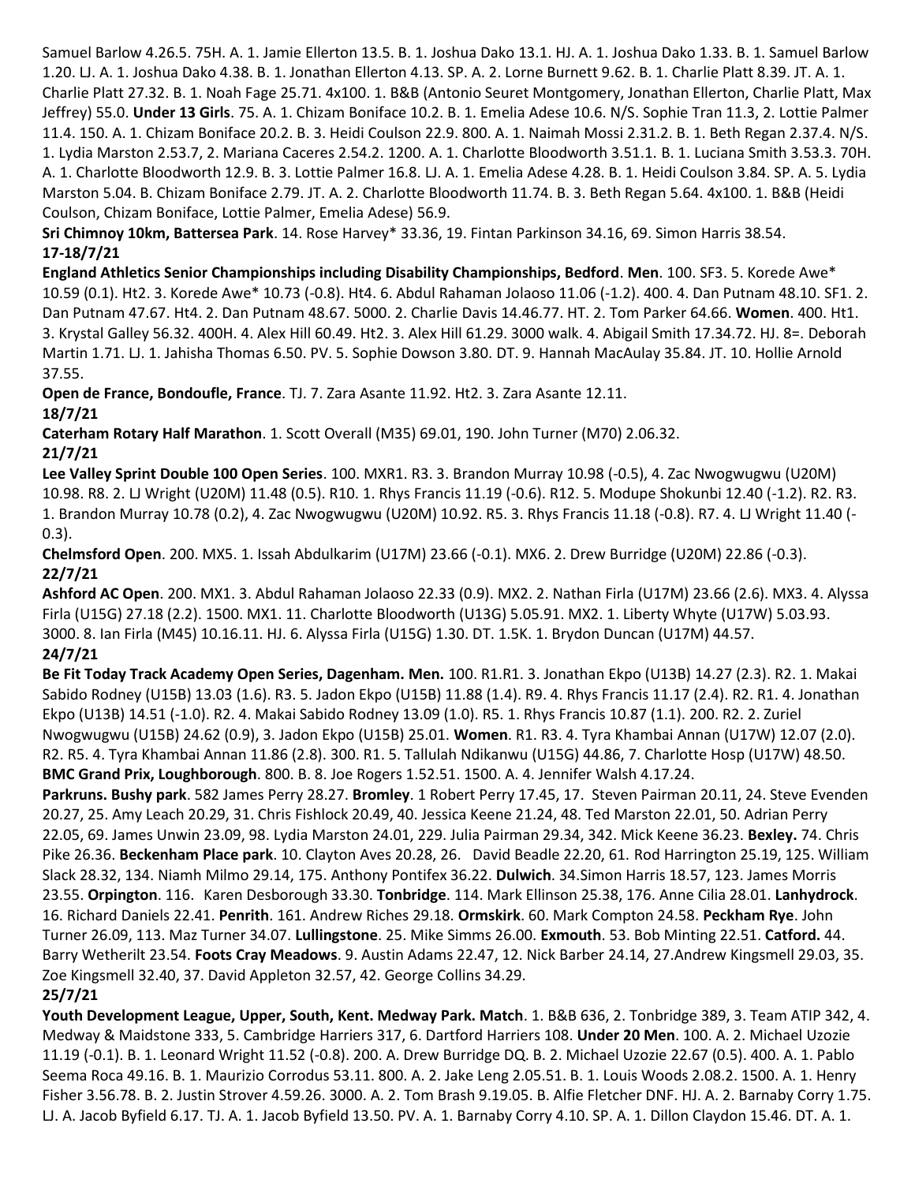Samuel Barlow 4.26.5. 75H. A. 1. Jamie Ellerton 13.5. B. 1. Joshua Dako 13.1. HJ. A. 1. Joshua Dako 1.33. B. 1. Samuel Barlow 1.20. LJ. A. 1. Joshua Dako 4.38. B. 1. Jonathan Ellerton 4.13. SP. A. 2. Lorne Burnett 9.62. B. 1. Charlie Platt 8.39. JT. A. 1. Charlie Platt 27.32. B. 1. Noah Fage 25.71. 4x100. 1. B&B (Antonio Seuret Montgomery, Jonathan Ellerton, Charlie Platt, Max Jeffrey) 55.0. **Under 13 Girls**. 75. A. 1. Chizam Boniface 10.2. B. 1. Emelia Adese 10.6. N/S. Sophie Tran 11.3, 2. Lottie Palmer 11.4. 150. A. 1. Chizam Boniface 20.2. B. 3. Heidi Coulson 22.9. 800. A. 1. Naimah Mossi 2.31.2. B. 1. Beth Regan 2.37.4. N/S. 1. Lydia Marston 2.53.7, 2. Mariana Caceres 2.54.2. 1200. A. 1. Charlotte Bloodworth 3.51.1. B. 1. Luciana Smith 3.53.3. 70H. A. 1. Charlotte Bloodworth 12.9. B. 3. Lottie Palmer 16.8. LJ. A. 1. Emelia Adese 4.28. B. 1. Heidi Coulson 3.84. SP. A. 5. Lydia Marston 5.04. B. Chizam Boniface 2.79. JT. A. 2. Charlotte Bloodworth 11.74. B. 3. Beth Regan 5.64. 4x100. 1. B&B (Heidi Coulson, Chizam Boniface, Lottie Palmer, Emelia Adese) 56.9.

**Sri Chimnoy 10km, Battersea Park**. 14. Rose Harvey* 33.36, 19. Fintan Parkinson 34.16, 69. Simon Harris 38.54.

**17-18/7/21**

**England Athletics Senior Championships including Disability Championships, Bedford**. **Men**. 100. SF3. 5. Korede Awe* 10.59 (0.1). Ht2. 3. Korede Awe* 10.73 (-0.8). Ht4. 6. Abdul Rahaman Jolaoso 11.06 (-1.2). 400. 4. Dan Putnam 48.10. SF1. 2. Dan Putnam 47.67. Ht4. 2. Dan Putnam 48.67. 5000. 2. Charlie Davis 14.46.77. HT. 2. Tom Parker 64.66. **Women**. 400. Ht1. 3. Krystal Galley 56.32. 400H. 4. Alex Hill 60.49. Ht2. 3. Alex Hill 61.29. 3000 walk. 4. Abigail Smith 17.34.72. HJ. 8=. Deborah Martin 1.71. LJ. 1. Jahisha Thomas 6.50. PV. 5. Sophie Dowson 3.80. DT. 9. Hannah MacAulay 35.84. JT. 10. Hollie Arnold 37.55.

**Open de France, Bondoufle, France**. TJ. 7. Zara Asante 11.92. Ht2. 3. Zara Asante 12.11.

**18/7/21**

**Caterham Rotary Half Marathon**. 1. Scott Overall (M35) 69.01, 190. John Turner (M70) 2.06.32.

**21/7/21**

**Lee Valley Sprint Double 100 Open Series**. 100. MXR1. R3. 3. Brandon Murray 10.98 (-0.5), 4. Zac Nwogwugwu (U20M) 10.98. R8. 2. LJ Wright (U20M) 11.48 (0.5). R10. 1. Rhys Francis 11.19 (-0.6). R12. 5. Modupe Shokunbi 12.40 (-1.2). R2. R3. 1. Brandon Murray 10.78 (0.2), 4. Zac Nwogwugwu (U20M) 10.92. R5. 3. Rhys Francis 11.18 (-0.8). R7. 4. LJ Wright 11.40 (-0.3).

**Chelmsford Open**. 200. MX5. 1. Issah Abdulkarim (U17M) 23.66 (-0.1). MX6. 2. Drew Burridge (U20M) 22.86 (-0.3).

**22/7/21**

**Ashford AC Open**. 200. MX1. 3. Abdul Rahaman Jolaoso 22.33 (0.9). MX2. 2. Nathan Firla (U17M) 23.66 (2.6). MX3. 4. Alyssa Firla (U15G) 27.18 (2.2). 1500. MX1. 11. Charlotte Bloodworth (U13G) 5.05.91. MX2. 1. Liberty Whyte (U17W) 5.03.93. 3000. 8. Ian Firla (M45) 10.16.11. HJ. 6. Alyssa Firla (U15G) 1.30. DT. 1.5K. 1. Brydon Duncan (U17M) 44.57.

**24/7/21**

**Be Fit Today Track Academy Open Series, Dagenham. Men.** 100. R1.R1. 3. Jonathan Ekpo (U13B) 14.27 (2.3). R2. 1. Makai Sabido Rodney (U15B) 13.03 (1.6). R3. 5. Jadon Ekpo (U15B) 11.88 (1.4). R9. 4. Rhys Francis 11.17 (2.4). R2. R1. 4. Jonathan Ekpo (U13B) 14.51 (-1.0). R2. 4. Makai Sabido Rodney 13.09 (1.0). R5. 1. Rhys Francis 10.87 (1.1). 200. R2. 2. Zuriel Nwogwugwu (U15B) 24.62 (0.9), 3. Jadon Ekpo (U15B) 25.01. **Women**. R1. R3. 4. Tyra Khambai Annan (U17W) 12.07 (2.0). R2. R5. 4. Tyra Khambai Annan 11.86 (2.8). 300. R1. 5. Tallulah Ndikanwu (U15G) 44.86, 7. Charlotte Hosp (U17W) 48.50.

**BMC Grand Prix, Loughborough**. 800. B. 8. Joe Rogers 1.52.51. 1500. A. 4. Jennifer Walsh 4.17.24.

**Parkruns. Bushy park**. 582 James Perry 28.27. **Bromley**. 1 Robert Perry 17.45, 17. Steven Pairman 20.11, 24. Steve Evenden 20.27, 25. Amy Leach 20.29, 31. Chris Fishlock 20.49, 40. Jessica Keene 21.24, 48. Ted Marston 22.01, 50. Adrian Perry 22.05, 69. James Unwin 23.09, 98. Lydia Marston 24.01, 229. Julia Pairman 29.34, 342. Mick Keene 36.23. **Bexley.** 74. Chris Pike 26.36. **Beckenham Place park**. 10. Clayton Aves 20.28, 26. David Beadle 22.20, 61. Rod Harrington 25.19, 125. William Slack 28.32, 134. Niamh Milmo 29.14, 175. Anthony Pontifex 36.22. **Dulwich**. 34.Simon Harris 18.57, 123. James Morris 23.55. **Orpington**. 116. Karen Desborough 33.30. **Tonbridge**. 114. Mark Ellinson 25.38, 176. Anne Cilia 28.01. **Lanhydrock**. 16. Richard Daniels 22.41. **Penrith**. 161. Andrew Riches 29.18. **Ormskirk**. 60. Mark Compton 24.58. **Peckham Rye**. John Turner 26.09, 113. Maz Turner 34.07. **Lullingstone**. 25. Mike Simms 26.00. **Exmouth**. 53. Bob Minting 22.51. **Catford.** 44. Barry Wetherilt 23.54. **Foots Cray Meadows**. 9. Austin Adams 22.47, 12. Nick Barber 24.14, 27.Andrew Kingsmell 29.03, 35. Zoe Kingsmell 32.40, 37. David Appleton 32.57, 42. George Collins 34.29.

**25/7/21**

**Youth Development League, Upper, South, Kent. Medway Park. Match**. 1. B&B 636, 2. Tonbridge 389, 3. Team ATIP 342, 4. Medway & Maidstone 333, 5. Cambridge Harriers 317, 6. Dartford Harriers 108. **Under 20 Men**. 100. A. 2. Michael Uzozie 11.19 (-0.1). B. 1. Leonard Wright 11.52 (-0.8). 200. A. Drew Burridge DQ. B. 2. Michael Uzozie 22.67 (0.5). 400. A. 1. Pablo Seema Roca 49.16. B. 1. Maurizio Corrodus 53.11. 800. A. 2. Jake Leng 2.05.51. B. 1. Louis Woods 2.08.2. 1500. A. 1. Henry Fisher 3.56.78. B. 2. Justin Strover 4.59.26. 3000. A. 2. Tom Brash 9.19.05. B. Alfie Fletcher DNF. HJ. A. 2. Barnaby Corry 1.75. LJ. A. Jacob Byfield 6.17. TJ. A. 1. Jacob Byfield 13.50. PV. A. 1. Barnaby Corry 4.10. SP. A. 1. Dillon Claydon 15.46. DT. A. 1.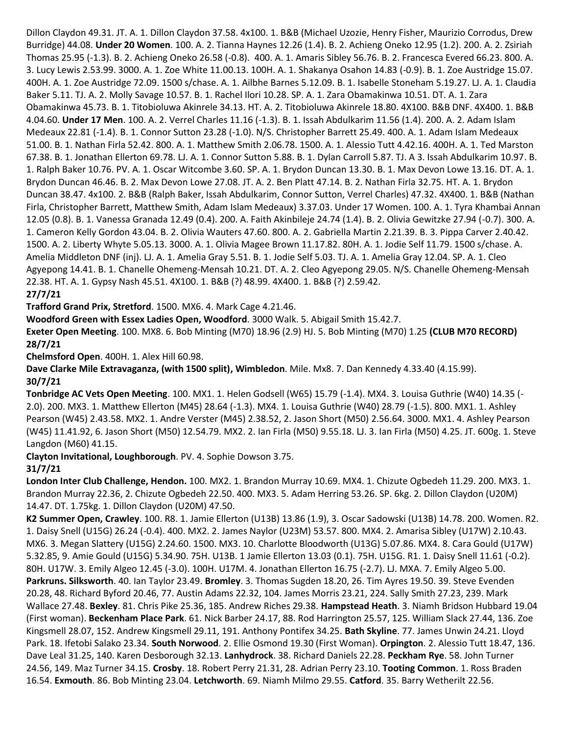Dillon Claydon 49.31. JT. A. 1. Dillon Claydon 37.58. 4x100. 1. B&B (Michael Uzozie, Henry Fisher, Maurizio Corrodus, Drew Burridge) 44.08. **Under 20 Women**. 100. A. 2. Tianna Haynes 12.26 (1.4). B. 2. Achieng Oneko 12.95 (1.2). 200. A. 2. Zsiriah Thomas 25.95 (-1.3). B. 2. Achieng Oneko 26.58 (-0.8). 400. A. 1. Amaris Sibley 56.76. B. 2. Francesca Evered 66.23. 800. A. 3. Lucy Lewis 2.53.99. 3000. A. 1. Zoe White 11.00.13. 100H. A. 1. Shakanya Osahon 14.83 (-0.9). B. 1. Zoe Austridge 15.07. 400H. A. 1. Zoe Austridge 72.09. 1500 s/chase. A. 1. Ailbhe Barnes 5.12.09. B. 1. Isabelle Stoneham 5.19.27. LJ. A. 1. Claudia Baker 5.11. TJ. A. 2. Molly Savage 10.57. B. 1. Rachel Ilori 10.28. SP. A. 1. Zara Obamakinwa 10.51. DT. A. 1. Zara Obamakinwa 45.73. B. 1. Titobioluwa Akinrele 34.13. HT. A. 2. Titobioluwa Akinrele 18.80. 4X100. B&B DNF. 4X400. 1. B&B 4.04.60. **Under 17 Men**. 100. A. 2. Verrel Charles 11.16 (-1.3). B. 1. Issah Abdulkarim 11.56 (1.4). 200. A. 2. Adam Islam Medeaux 22.81 (-1.4). B. 1. Connor Sutton 23.28 (-1.0). N/S. Christopher Barrett 25.49. 400. A. 1. Adam Islam Medeaux 51.00. B. 1. Nathan Firla 52.42. 800. A. 1. Matthew Smith 2.06.78. 1500. A. 1. Alessio Tutt 4.42.16. 400H. A. 1. Ted Marston 67.38. B. 1. Jonathan Ellerton 69.78. LJ. A. 1. Connor Sutton 5.88. B. 1. Dylan Carroll 5.87. TJ. A 3. Issah Abdulkarim 10.97. B. 1. Ralph Baker 10.76. PV. A. 1. Oscar Witcombe 3.60. SP. A. 1. Brydon Duncan 13.30. B. 1. Max Devon Lowe 13.16. DT. A. 1. Brydon Duncan 46.46. B. 2. Max Devon Lowe 27.08. JT. A. 2. Ben Platt 47.14. B. 2. Nathan Firla 32.75. HT. A. 1. Brydon Duncan 38.47. 4x100. 2. B&B (Ralph Baker, Issah Abdulkarim, Connor Sutton, Verrel Charles) 47.32. 4X400. 1. B&B (Nathan Firla, Christopher Barrett, Matthew Smith, Adam Islam Medeaux) 3.37.03. Under 17 Women. 100. A. 1. Tyra Khambai Annan 12.05 (0.8). B. 1. Vanessa Granada 12.49 (0.4). 200. A. Faith Akinbileje 24.74 (1.4). B. 2. Olivia Gewitzke 27.94 (-0.7). 300. A. 1. Cameron Kelly Gordon 43.04. B. 2. Olivia Wauters 47.60. 800. A. 2. Gabriella Martin 2.21.39. B. 3. Pippa Carver 2.40.42. 1500. A. 2. Liberty Whyte 5.05.13. 3000. A. 1. Olivia Magee Brown 11.17.82. 80H. A. 1. Jodie Self 11.79. 1500 s/chase. A. Amelia Middleton DNF (inj). LJ. A. 1. Amelia Gray 5.51. B. 1. Jodie Self 5.03. TJ. A. 1. Amelia Gray 12.04. SP. A. 1. Cleo Agyepong 14.41. B. 1. Chanelle Ohemeng-Mensah 10.21. DT. A. 2. Cleo Agyepong 29.05. N/S. Chanelle Ohemeng-Mensah 22.38. HT. A. 1. Gypsy Nash 45.51. 4X100. 1. B&B (?) 48.99. 4X400. 1. B&B (?) 2.59.42.

**27/7/21**

**Trafford Grand Prix, Stretford**. 1500. MX6. 4. Mark Cage 4.21.46.

**Woodford Green with Essex Ladies Open, Woodford**. 3000 Walk. 5. Abigail Smith 15.42.7.

**Exeter Open Meeting**. 100. MX8. 6. Bob Minting (M70) 18.96 (2.9) HJ. 5. Bob Minting (M70) 1.25 **(CLUB M70 RECORD)**

**28/7/21**

**Chelmsford Open**. 400H. 1. Alex Hill 60.98.

**Dave Clarke Mile Extravaganza, (with 1500 split), Wimbledon**. Mile. Mx8. 7. Dan Kennedy 4.33.40 (4.15.99).

**30/7/21**

**Tonbridge AC Vets Open Meeting**. 100. MX1. 1. Helen Godsell (W65) 15.79 (-1.4). MX4. 3. Louisa Guthrie (W40) 14.35 (-2.0). 200. MX3. 1. Matthew Ellerton (M45) 28.64 (-1.3). MX4. 1. Louisa Guthrie (W40) 28.79 (-1.5). 800. MX1. 1. Ashley Pearson (W45) 2.43.58. MX2. 1. Andre Verster (M45) 2.38.52, 2. Jason Short (M50) 2.56.64. 3000. MX1. 4. Ashley Pearson (W45) 11.41.92, 6. Jason Short (M50) 12.54.79. MX2. 2. Ian Firla (M50) 9.55.18. LJ. 3. Ian Firla (M50) 4.25. JT. 600g. 1. Steve Langdon (M60) 41.15.

**Clayton Invitational, Loughborough**. PV. 4. Sophie Dowson 3.75.

**31/7/21**

**London Inter Club Challenge, Hendon.** 100. MX2. 1. Brandon Murray 10.69. MX4. 1. Chizute Ogbedeh 11.29. 200. MX3. 1. Brandon Murray 22.36, 2. Chizute Ogbedeh 22.50. 400. MX3. 5. Adam Herring 53.26. SP. 6kg. 2. Dillon Claydon (U20M) 14.47. DT. 1.75kg. 1. Dillon Claydon (U20M) 47.50.

**K2 Summer Open, Crawley**. 100. R8. 1. Jamie Ellerton (U13B) 13.86 (1.9), 3. Oscar Sadowski (U13B) 14.78. 200. Women. R2. 1. Daisy Snell (U15G) 26.24 (-0.4). 400. MX2. 2. James Naylor (U23M) 53.57. 800. MX4. 2. Amarisa Sibley (U17W) 2.10.43. MX6. 3. Megan Slattery (U15G) 2.24.60. 1500. MX3. 10. Charlotte Bloodworth (U13G) 5.07.86. MX4. 8. Cara Gould (U17W) 5.32.85, 9. Amie Gould (U15G) 5.34.90. 75H. U13B. 1 Jamie Ellerton 13.03 (0.1). 75H. U15G. R1. 1. Daisy Snell 11.61 (-0.2). 80H. U17W. 3. Emily Algeo 12.45 (-3.0). 100H. U17M. 4. Jonathan Ellerton 16.75 (-2.7). LJ. MXA. 7. Emily Algeo 5.00.

**Parkruns. Silksworth**. 40. Ian Taylor 23.49. **Bromley**. 3. Thomas Sugden 18.20, 26. Tim Ayres 19.50. 39. Steve Evenden 20.28, 48. Richard Byford 20.46, 77. Austin Adams 22.32, 104. James Morris 23.21, 224. Sally Smith 27.23, 239. Mark Wallace 27.48. **Bexley**. 81. Chris Pike 25.36, 185. Andrew Riches 29.38. **Hampstead Heath**. 3. Niamh Bridson Hubbard 19.04 (First woman). **Beckenham Place Park**. 61. Nick Barber 24.17, 88. Rod Harrington 25.57, 125. William Slack 27.44, 136. Zoe Kingsmell 28.07, 152. Andrew Kingsmell 29.11, 191. Anthony Pontifex 34.25. **Bath Skyline**. 77. James Unwin 24.21. Lloyd Park. 18. Ifetobi Salako 23.34. **South Norwood**. 2. Ellie Osmond 19.30 (First Woman). **Orpington**. 2. Alessio Tutt 18.47, 136. Dave Leal 31.25, 140. Karen Desborough 32.13. **Lanhydrock**. 38. Richard Daniels 22.28. **Peckham Rye**. 58. John Turner 24.56, 149. Maz Turner 34.15. **Crosby**. 18. Robert Perry 21.31, 28. Adrian Perry 23.10. **Tooting Common**. 1. Ross Braden 16.54. **Exmouth**. 86. Bob Minting 23.04. **Letchworth**. 69. Niamh Milmo 29.55. **Catford**. 35. Barry Wetherilt 22.56.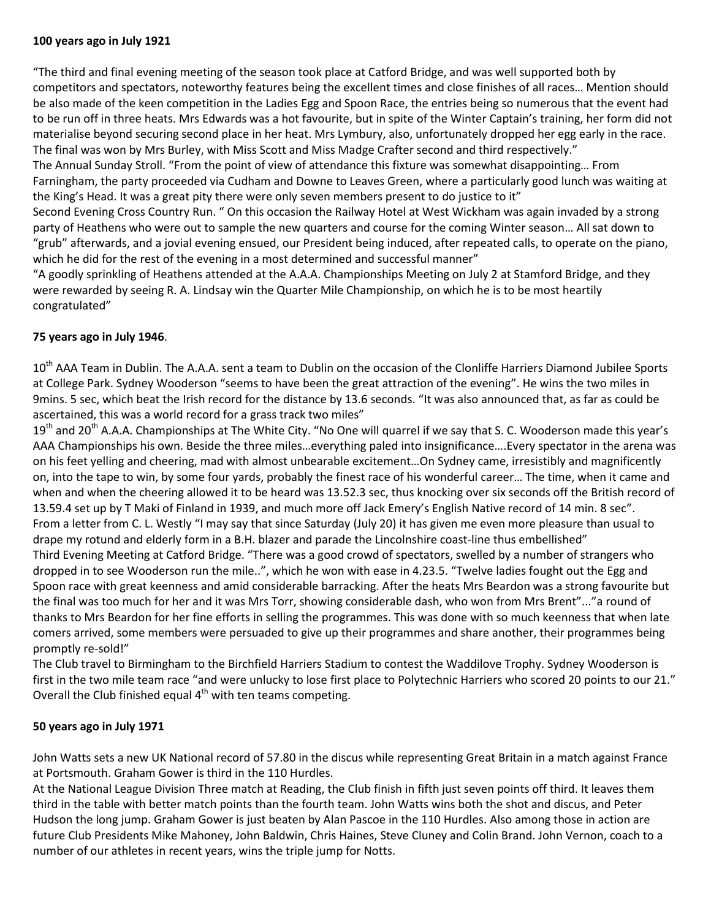**100 years ago in July 1921**

"The third and final evening meeting of the season took place at Catford Bridge, and was well supported both by competitors and spectators, noteworthy features being the excellent times and close finishes of all races… Mention should be also made of the keen competition in the Ladies Egg and Spoon Race, the entries being so numerous that the event had to be run off in three heats. Mrs Edwards was a hot favourite, but in spite of the Winter Captain's training, her form did not materialise beyond securing second place in her heat. Mrs Lymbury, also, unfortunately dropped her egg early in the race. The final was won by Mrs Burley, with Miss Scott and Miss Madge Crafter second and third respectively."

The Annual Sunday Stroll. "From the point of view of attendance this fixture was somewhat disappointing… From Farningham, the party proceeded via Cudham and Downe to Leaves Green, where a particularly good lunch was waiting at the King's Head. It was a great pity there were only seven members present to do justice to it"

Second Evening Cross Country Run. " On this occasion the Railway Hotel at West Wickham was again invaded by a strong party of Heathens who were out to sample the new quarters and course for the coming Winter season… All sat down to "grub" afterwards, and a jovial evening ensued, our President being induced, after repeated calls, to operate on the piano, which he did for the rest of the evening in a most determined and successful manner"

"A goodly sprinkling of Heathens attended at the A.A.A. Championships Meeting on July 2 at Stamford Bridge, and they were rewarded by seeing R. A. Lindsay win the Quarter Mile Championship, on which he is to be most heartily congratulated"

**75 years ago in July 1946**.

10th AAA Team in Dublin. The A.A.A. sent a team to Dublin on the occasion of the Clonliffe Harriers Diamond Jubilee Sports at College Park. Sydney Wooderson "seems to have been the great attraction of the evening". He wins the two miles in 9mins. 5 sec, which beat the Irish record for the distance by 13.6 seconds. "It was also announced that, as far as could be ascertained, this was a world record for a grass track two miles"

19th and 20th A.A.A. Championships at The White City. "No One will quarrel if we say that S. C. Wooderson made this year's AAA Championships his own. Beside the three miles…everything paled into insignificance….Every spectator in the arena was on his feet yelling and cheering, mad with almost unbearable excitement…On Sydney came, irresistibly and magnificently on, into the tape to win, by some four yards, probably the finest race of his wonderful career… The time, when it came and when and when the cheering allowed it to be heard was 13.52.3 sec, thus knocking over six seconds off the British record of 13.59.4 set up by T Maki of Finland in 1939, and much more off Jack Emery's English Native record of 14 min. 8 sec".

From a letter from C. L. Westly "I may say that since Saturday (July 20) it has given me even more pleasure than usual to drape my rotund and elderly form in a B.H. blazer and parade the Lincolnshire coast-line thus embellished"

Third Evening Meeting at Catford Bridge. "There was a good crowd of spectators, swelled by a number of strangers who dropped in to see Wooderson run the mile..", which he won with ease in 4.23.5. "Twelve ladies fought out the Egg and Spoon race with great keenness and amid considerable barracking. After the heats Mrs Beardon was a strong favourite but the final was too much for her and it was Mrs Torr, showing considerable dash, who won from Mrs Brent"..."a round of thanks to Mrs Beardon for her fine efforts in selling the programmes. This was done with so much keenness that when late comers arrived, some members were persuaded to give up their programmes and share another, their programmes being promptly re-sold!"

The Club travel to Birmingham to the Birchfield Harriers Stadium to contest the Waddilove Trophy. Sydney Wooderson is first in the two mile team race "and were unlucky to lose first place to Polytechnic Harriers who scored 20 points to our 21." Overall the Club finished equal 4th with ten teams competing.

**50 years ago in July 1971**

John Watts sets a new UK National record of 57.80 in the discus while representing Great Britain in a match against France at Portsmouth. Graham Gower is third in the 110 Hurdles.

At the National League Division Three match at Reading, the Club finish in fifth just seven points off third. It leaves them third in the table with better match points than the fourth team. John Watts wins both the shot and discus, and Peter Hudson the long jump. Graham Gower is just beaten by Alan Pascoe in the 110 Hurdles. Also among those in action are future Club Presidents Mike Mahoney, John Baldwin, Chris Haines, Steve Cluney and Colin Brand. John Vernon, coach to a number of our athletes in recent years, wins the triple jump for Notts.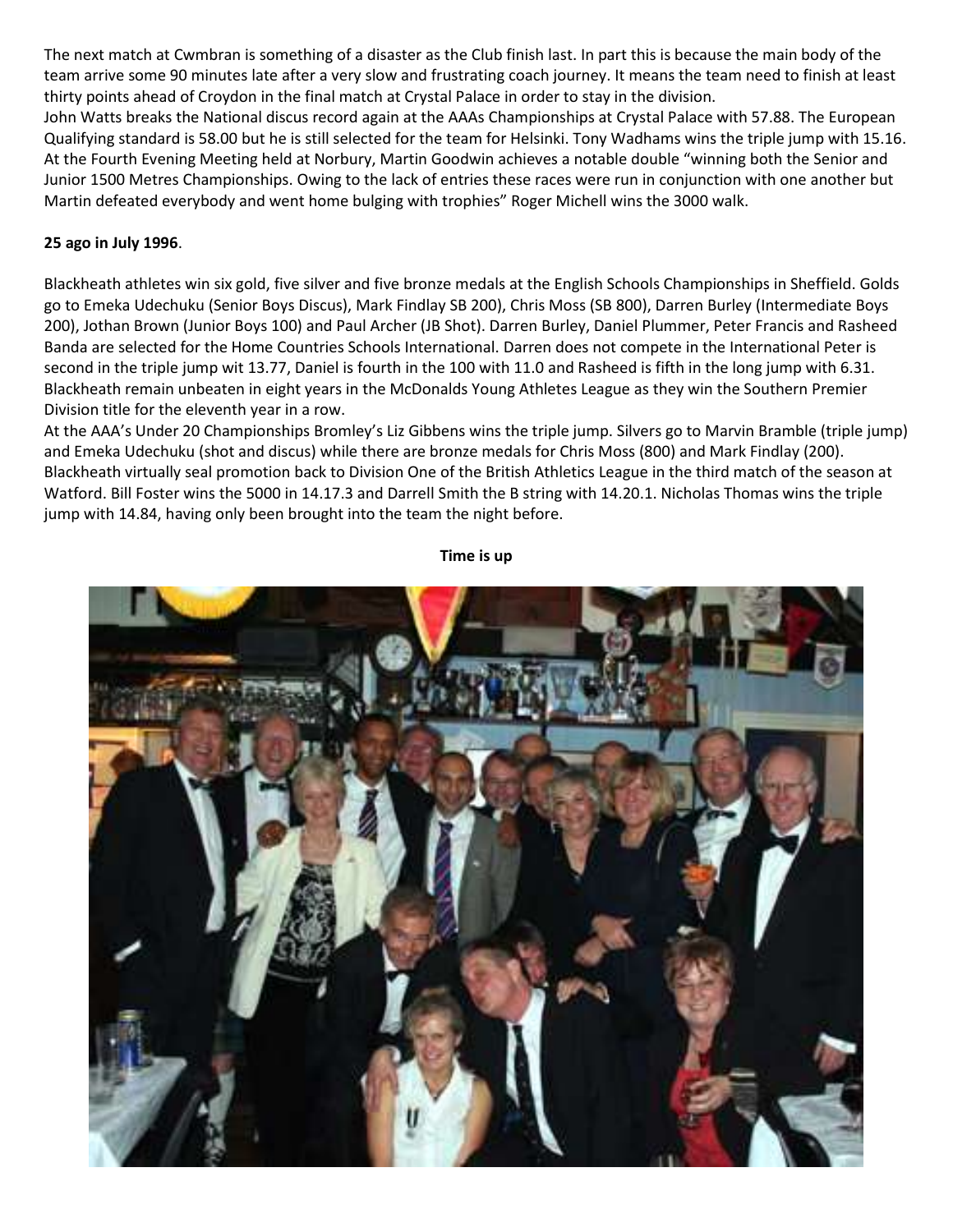The next match at Cwmbran is something of a disaster as the Club finish last. In part this is because the main body of the team arrive some 90 minutes late after a very slow and frustrating coach journey. It means the team need to finish at least thirty points ahead of Croydon in the final match at Crystal Palace in order to stay in the division.

John Watts breaks the National discus record again at the AAAs Championships at Crystal Palace with 57.88. The European Qualifying standard is 58.00 but he is still selected for the team for Helsinki. Tony Wadhams wins the triple jump with 15.16. At the Fourth Evening Meeting held at Norbury, Martin Goodwin achieves a notable double "winning both the Senior and Junior 1500 Metres Championships. Owing to the lack of entries these races were run in conjunction with one another but Martin defeated everybody and went home bulging with trophies" Roger Michell wins the 3000 walk.

**25 ago in July 1996**.

Blackheath athletes win six gold, five silver and five bronze medals at the English Schools Championships in Sheffield. Golds go to Emeka Udechuku (Senior Boys Discus), Mark Findlay SB 200), Chris Moss (SB 800), Darren Burley (Intermediate Boys 200), Jothan Brown (Junior Boys 100) and Paul Archer (JB Shot). Darren Burley, Daniel Plummer, Peter Francis and Rasheed Banda are selected for the Home Countries Schools International. Darren does not compete in the International Peter is second in the triple jump wit 13.77, Daniel is fourth in the 100 with 11.0 and Rasheed is fifth in the long jump with 6.31. Blackheath remain unbeaten in eight years in the McDonalds Young Athletes League as they win the Southern Premier Division title for the eleventh year in a row.

At the AAA's Under 20 Championships Bromley's Liz Gibbens wins the triple jump. Silvers go to Marvin Bramble (triple jump) and Emeka Udechuku (shot and discus) while there are bronze medals for Chris Moss (800) and Mark Findlay (200). Blackheath virtually seal promotion back to Division One of the British Athletics League in the third match of the season at Watford. Bill Foster wins the 5000 in 14.17.3 and Darrell Smith the B string with 14.20.1. Nicholas Thomas wins the triple jump with 14.84, having only been brought into the team the night before.

**Time is up**